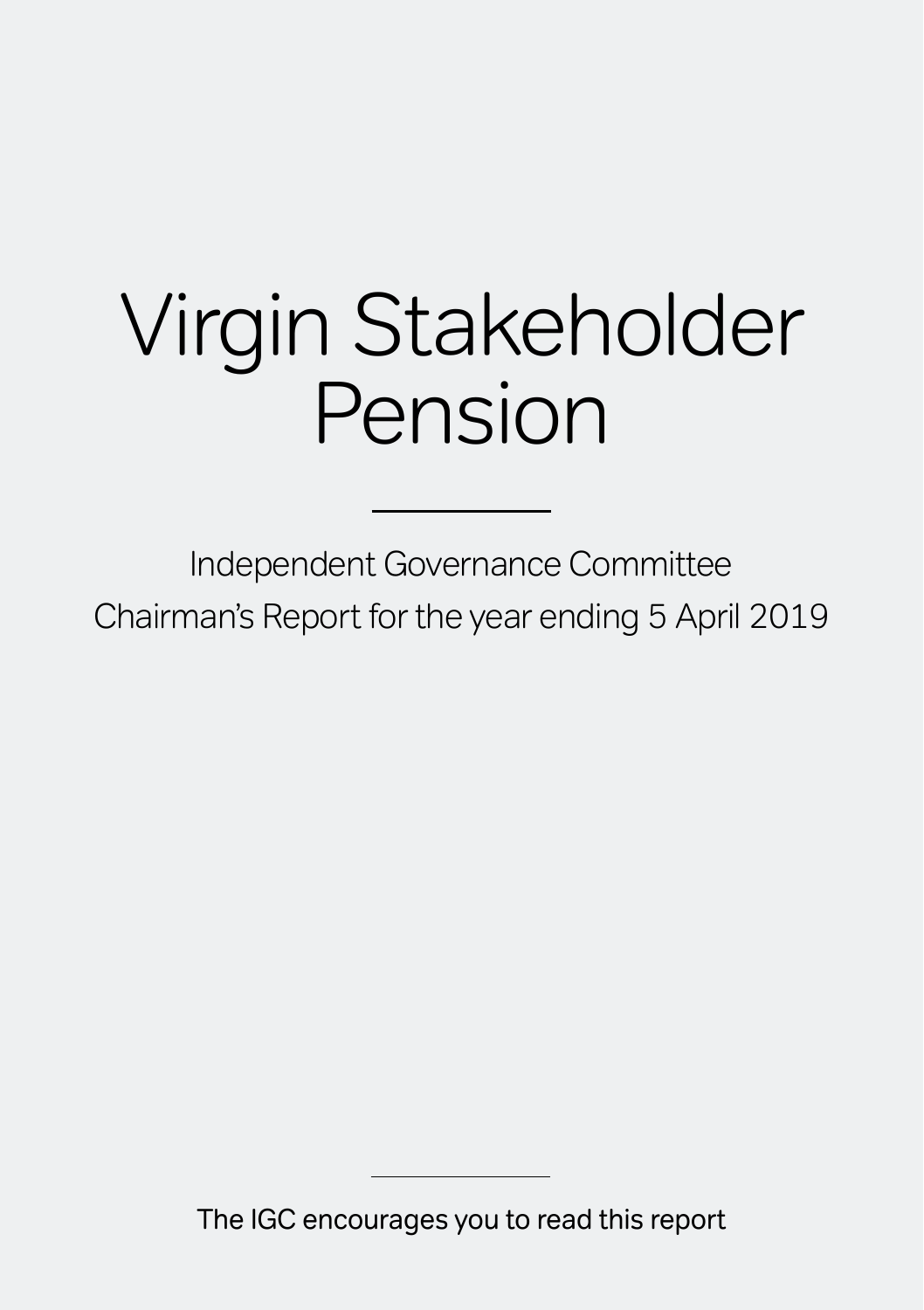# Virgin Stakeholder Pension

---

Independent Governance Committee
Chairman's Report for the year ending 5 April 2019

---

The IGC encourages you to read this report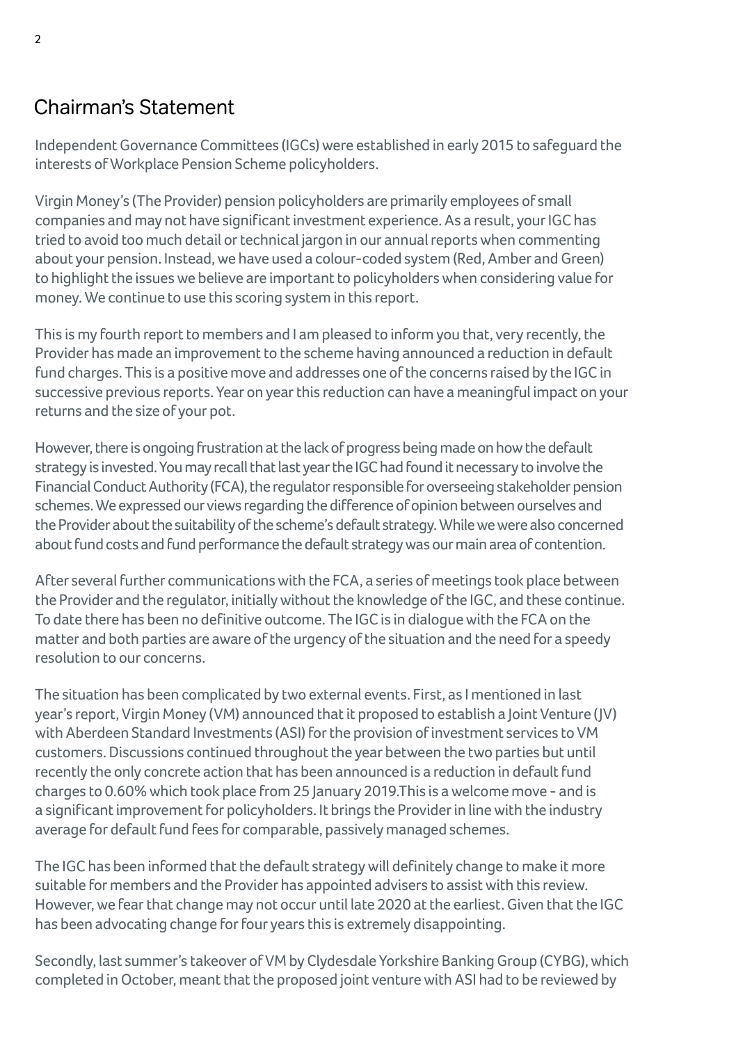## Chairman's Statement

Independent Governance Committees (IGCs) were established in early 2015 to safeguard the interests of Workplace Pension Scheme policyholders.

Virgin Money's (The Provider) pension policyholders are primarily employees of small companies and may not have significant investment experience. As a result, your IGC has tried to avoid too much detail or technical jargon in our annual reports when commenting about your pension. Instead, we have used a colour-coded system (Red, Amber and Green) to highlight the issues we believe are important to policyholders when considering value for money. We continue to use this scoring system in this report.

This is my fourth report to members and I am pleased to inform you that, very recently, the Provider has made an improvement to the scheme having announced a reduction in default fund charges. This is a positive move and addresses one of the concerns raised by the IGC in successive previous reports. Year on year this reduction can have a meaningful impact on your returns and the size of your pot.

However, there is ongoing frustration at the lack of progress being made on how the default strategy is invested. You may recall that last year the IGC had found it necessary to involve the Financial Conduct Authority (FCA), the regulator responsible for overseeing stakeholder pension schemes. We expressed our views regarding the difference of opinion between ourselves and the Provider about the suitability of the scheme's default strategy. While we were also concerned about fund costs and fund performance the default strategy was our main area of contention.

After several further communications with the FCA, a series of meetings took place between the Provider and the regulator, initially without the knowledge of the IGC, and these continue. To date there has been no definitive outcome. The IGC is in dialogue with the FCA on the matter and both parties are aware of the urgency of the situation and the need for a speedy resolution to our concerns.

The situation has been complicated by two external events. First, as I mentioned in last year's report, Virgin Money (VM) announced that it proposed to establish a Joint Venture (JV) with Aberdeen Standard Investments (ASI) for the provision of investment services to VM customers. Discussions continued throughout the year between the two parties but until recently the only concrete action that has been announced is a reduction in default fund charges to 0.60% which took place from 25 January 2019.This is a welcome move - and is a significant improvement for policyholders. It brings the Provider in line with the industry average for default fund fees for comparable, passively managed schemes.

The IGC has been informed that the default strategy will definitely change to make it more suitable for members and the Provider has appointed advisers to assist with this review. However, we fear that change may not occur until late 2020 at the earliest. Given that the IGC has been advocating change for four years this is extremely disappointing.

Secondly, last summer's takeover of VM by Clydesdale Yorkshire Banking Group (CYBG), which completed in October, meant that the proposed joint venture with ASI had to be reviewed by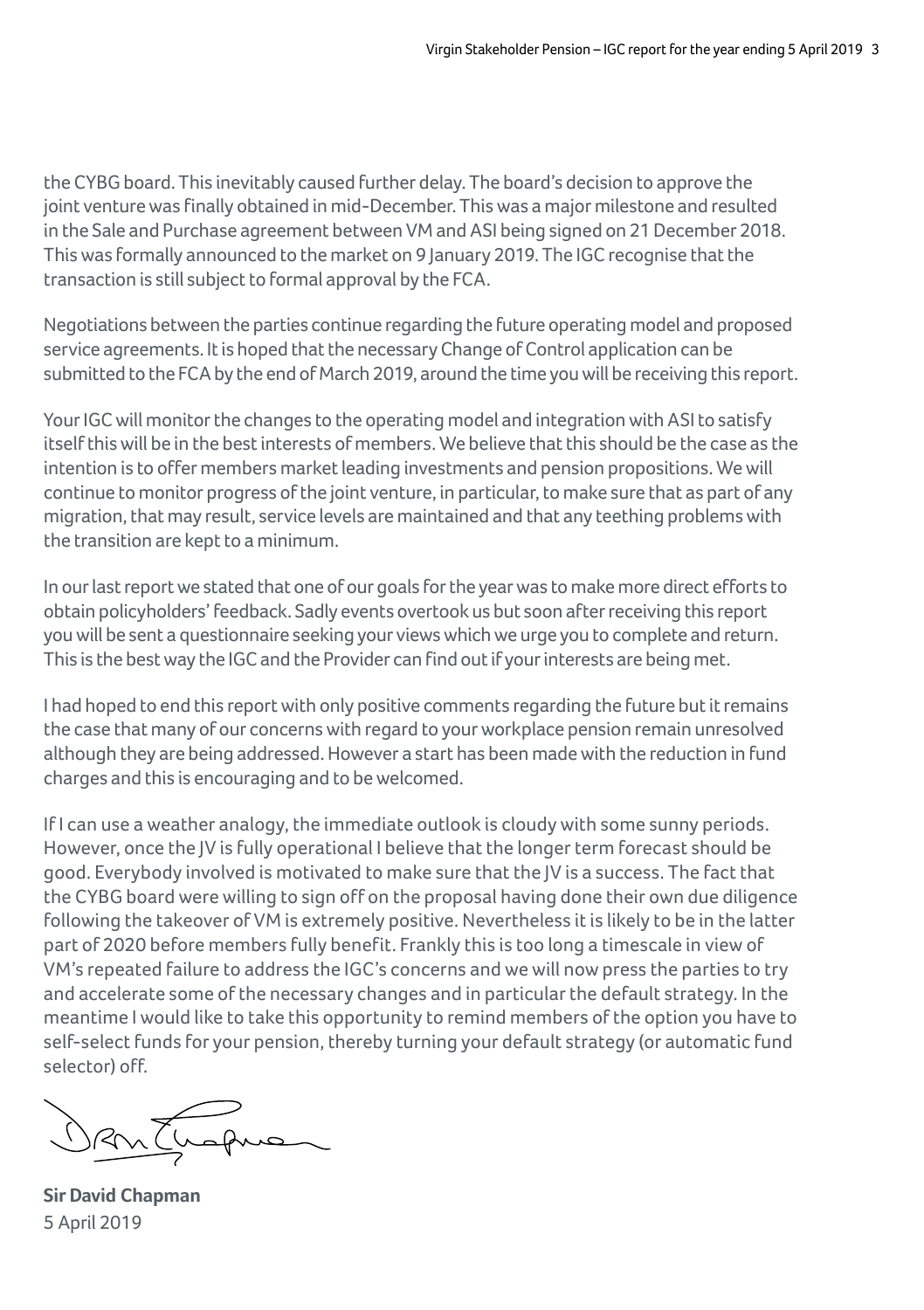the CYBG board. This inevitably caused further delay. The board's decision to approve the joint venture was finally obtained in mid-December. This was a major milestone and resulted in the Sale and Purchase agreement between VM and ASI being signed on 21 December 2018. This was formally announced to the market on 9 January 2019. The IGC recognise that the transaction is still subject to formal approval by the FCA.

Negotiations between the parties continue regarding the future operating model and proposed service agreements. It is hoped that the necessary Change of Control application can be submitted to the FCA by the end of March 2019, around the time you will be receiving this report.

Your IGC will monitor the changes to the operating model and integration with ASI to satisfy itself this will be in the best interests of members. We believe that this should be the case as the intention is to offer members market leading investments and pension propositions. We will continue to monitor progress of the joint venture, in particular, to make sure that as part of any migration, that may result, service levels are maintained and that any teething problems with the transition are kept to a minimum.

In our last report we stated that one of our goals for the year was to make more direct efforts to obtain policyholders' feedback. Sadly events overtook us but soon after receiving this report you will be sent a questionnaire seeking your views which we urge you to complete and return. This is the best way the IGC and the Provider can find out if your interests are being met.

I had hoped to end this report with only positive comments regarding the future but it remains the case that many of our concerns with regard to your workplace pension remain unresolved although they are being addressed. However a start has been made with the reduction in fund charges and this is encouraging and to be welcomed.

If I can use a weather analogy, the immediate outlook is cloudy with some sunny periods. However, once the JV is fully operational I believe that the longer term forecast should be good. Everybody involved is motivated to make sure that the JV is a success. The fact that the CYBG board were willing to sign off on the proposal having done their own due diligence following the takeover of VM is extremely positive. Nevertheless it is likely to be in the latter part of 2020 before members fully benefit. Frankly this is too long a timescale in view of VM's repeated failure to address the IGC's concerns and we will now press the parties to try and accelerate some of the necessary changes and in particular the default strategy. In the meantime I would like to take this opportunity to remind members of the option you have to self-select funds for your pension, thereby turning your default strategy (or automatic fund selector) off.

**Sir David Chapman**
5 April 2019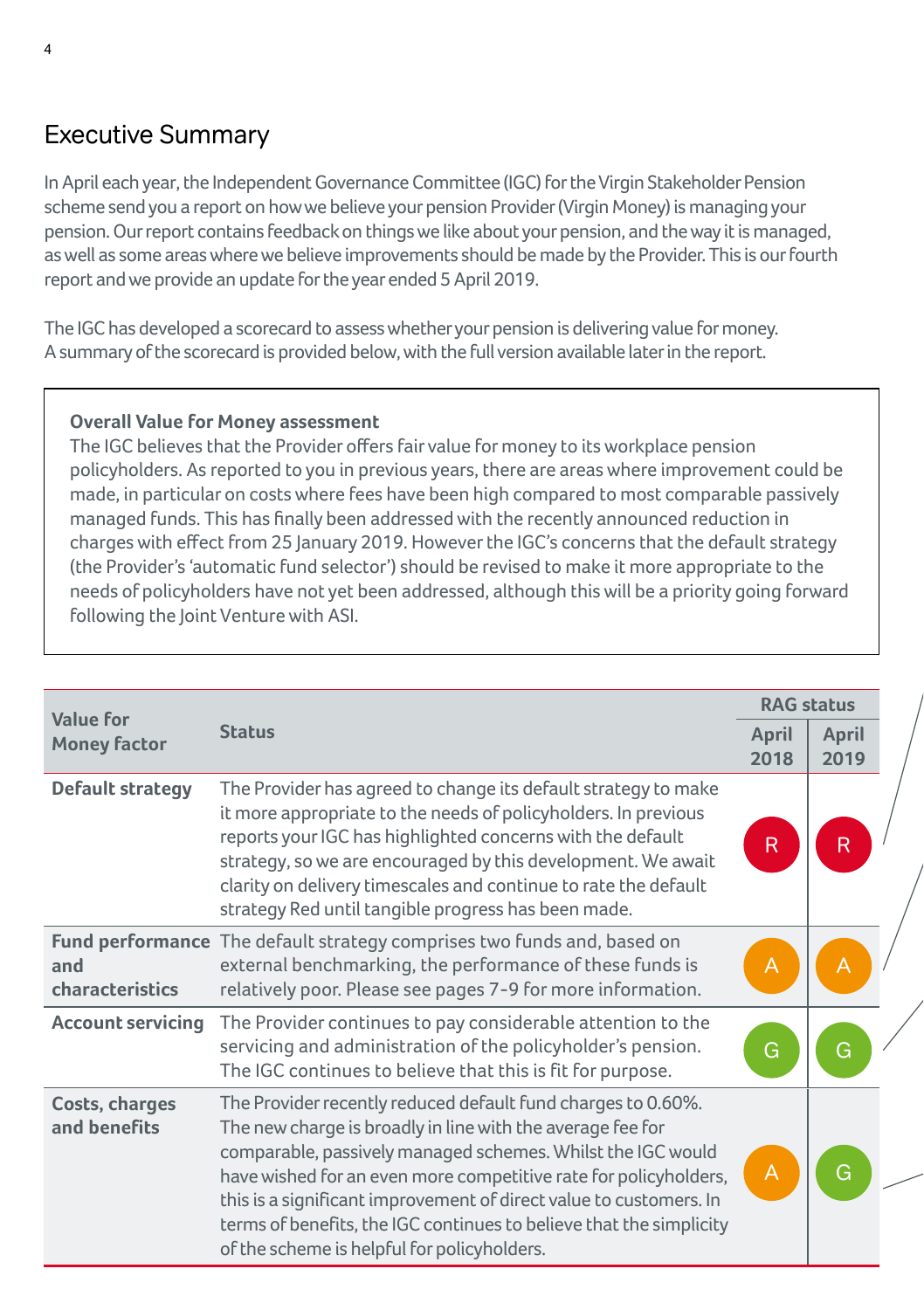# Executive Summary

In April each year, the Independent Governance Committee (IGC) for the Virgin Stakeholder Pension scheme send you a report on how we believe your pension Provider (Virgin Money) is managing your pension. Our report contains feedback on things we like about your pension, and the way it is managed, as well as some areas where we believe improvements should be made by the Provider. This is our fourth report and we provide an update for the year ended 5 April 2019.

The IGC has developed a scorecard to assess whether your pension is delivering value for money. A summary of the scorecard is provided below, with the full version available later in the report.

> **Overall Value for Money assessment**
> The IGC believes that the Provider offers fair value for money to its workplace pension policyholders. As reported to you in previous years, there are areas where improvement could be made, in particular on costs where fees have been high compared to most comparable passively managed funds. This has finally been addressed with the recently announced reduction in charges with effect from 25 January 2019. However the IGC's concerns that the default strategy (the Provider's 'automatic fund selector') should be revised to make it more appropriate to the needs of policyholders have not yet been addressed, although this will be a priority going forward following the Joint Venture with ASI.

| Value for Money factor | Status | RAG status | |
|---|---|---|---|
| | | April 2018 | April 2019 |
| **Default strategy** | The Provider has agreed to change its default strategy to make it more appropriate to the needs of policyholders. In previous reports your IGC has highlighted concerns with the default strategy, so we are encouraged by this development. We await clarity on delivery timescales and continue to rate the default strategy Red until tangible progress has been made. | R | R |
| **Fund performance and characteristics** | The default strategy comprises two funds and, based on external benchmarking, the performance of these funds is relatively poor. Please see pages 7-9 for more information. | A | A |
| **Account servicing** | The Provider continues to pay considerable attention to the servicing and administration of the policyholder's pension. The IGC continues to believe that this is fit for purpose. | G | G |
| **Costs, charges and benefits** | The Provider recently reduced default fund charges to 0.60%. The new charge is broadly in line with the average fee for comparable, passively managed schemes. Whilst the IGC would have wished for an even more competitive rate for policyholders, this is a significant improvement of direct value to customers. In terms of benefits, the IGC continues to believe that the simplicity of the scheme is helpful for policyholders. | A | G |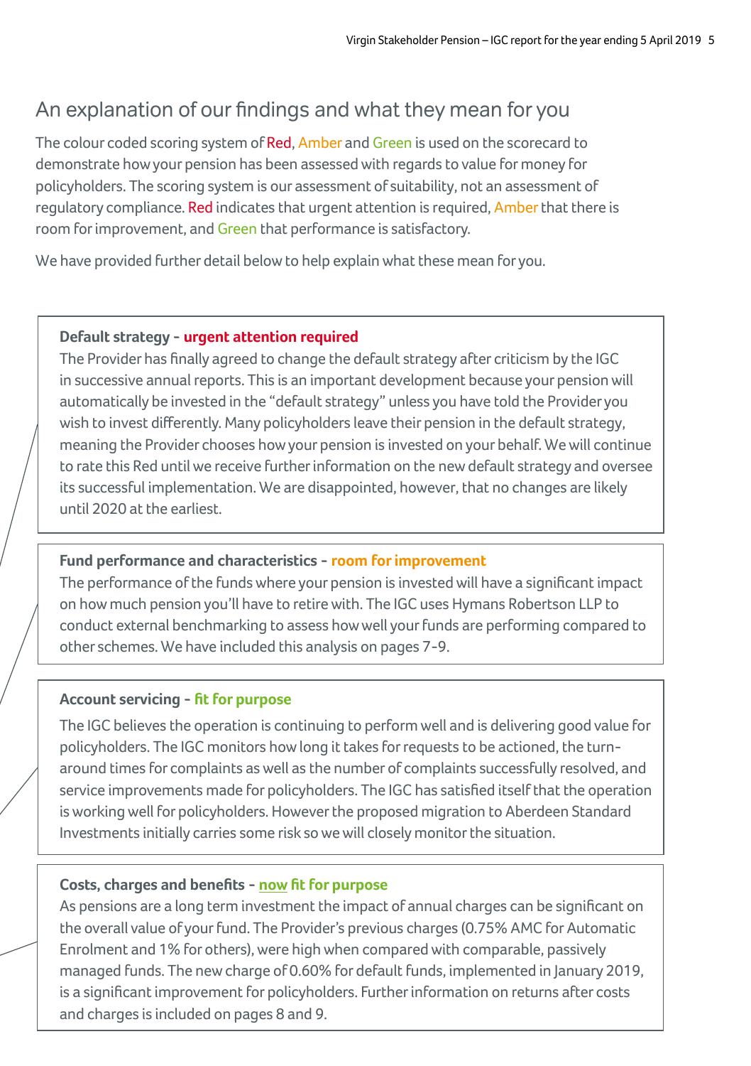## An explanation of our findings and what they mean for you

The colour coded scoring system of Red, Amber and Green is used on the scorecard to demonstrate how your pension has been assessed with regards to value for money for policyholders. The scoring system is our assessment of suitability, not an assessment of regulatory compliance. Red indicates that urgent attention is required, Amber that there is room for improvement, and Green that performance is satisfactory.

We have provided further detail below to help explain what these mean for you.

**Default strategy - urgent attention required**

The Provider has finally agreed to change the default strategy after criticism by the IGC in successive annual reports. This is an important development because your pension will automatically be invested in the "default strategy" unless you have told the Provider you wish to invest differently. Many policyholders leave their pension in the default strategy, meaning the Provider chooses how your pension is invested on your behalf. We will continue to rate this Red until we receive further information on the new default strategy and oversee its successful implementation. We are disappointed, however, that no changes are likely until 2020 at the earliest.

**Fund performance and characteristics - room for improvement**

The performance of the funds where your pension is invested will have a significant impact on how much pension you'll have to retire with. The IGC uses Hymans Robertson LLP to conduct external benchmarking to assess how well your funds are performing compared to other schemes. We have included this analysis on pages 7-9.

**Account servicing - fit for purpose**

The IGC believes the operation is continuing to perform well and is delivering good value for policyholders. The IGC monitors how long it takes for requests to be actioned, the turn-around times for complaints as well as the number of complaints successfully resolved, and service improvements made for policyholders. The IGC has satisfied itself that the operation is working well for policyholders. However the proposed migration to Aberdeen Standard Investments initially carries some risk so we will closely monitor the situation.

**Costs, charges and benefits - now fit for purpose**

As pensions are a long term investment the impact of annual charges can be significant on the overall value of your fund. The Provider's previous charges (0.75% AMC for Automatic Enrolment and 1% for others), were high when compared with comparable, passively managed funds. The new charge of 0.60% for default funds, implemented in January 2019, is a significant improvement for policyholders. Further information on returns after costs and charges is included on pages 8 and 9.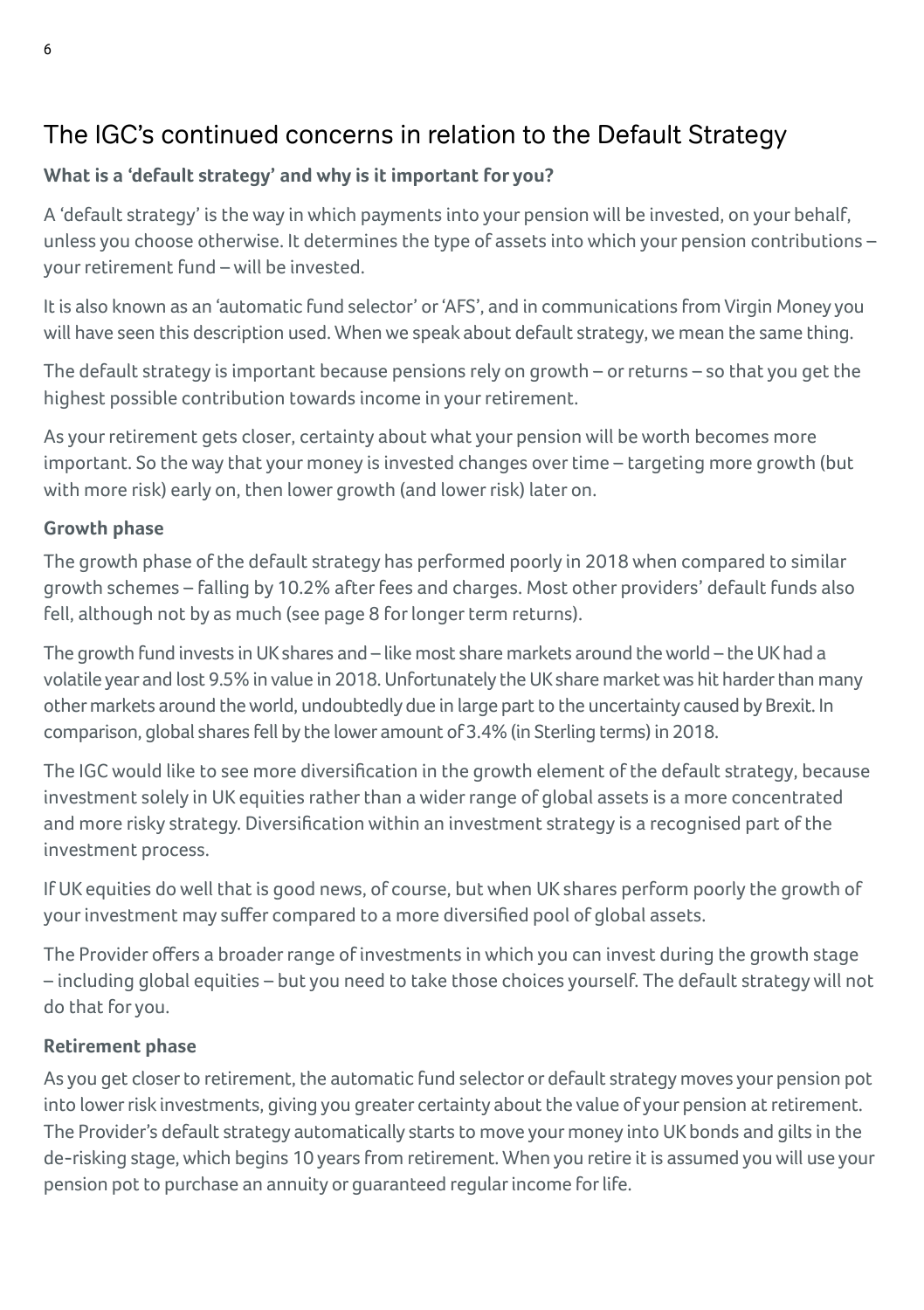## The IGC's continued concerns in relation to the Default Strategy

**What is a 'default strategy' and why is it important for you?**

A 'default strategy' is the way in which payments into your pension will be invested, on your behalf, unless you choose otherwise. It determines the type of assets into which your pension contributions – your retirement fund – will be invested.

It is also known as an 'automatic fund selector' or 'AFS', and in communications from Virgin Money you will have seen this description used. When we speak about default strategy, we mean the same thing.

The default strategy is important because pensions rely on growth – or returns – so that you get the highest possible contribution towards income in your retirement.

As your retirement gets closer, certainty about what your pension will be worth becomes more important. So the way that your money is invested changes over time – targeting more growth (but with more risk) early on, then lower growth (and lower risk) later on.

**Growth phase**

The growth phase of the default strategy has performed poorly in 2018 when compared to similar growth schemes – falling by 10.2% after fees and charges. Most other providers' default funds also fell, although not by as much (see page 8 for longer term returns).

The growth fund invests in UK shares and – like most share markets around the world – the UK had a volatile year and lost 9.5% in value in 2018. Unfortunately the UK share market was hit harder than many other markets around the world, undoubtedly due in large part to the uncertainty caused by Brexit. In comparison, global shares fell by the lower amount of 3.4% (in Sterling terms) in 2018.

The IGC would like to see more diversification in the growth element of the default strategy, because investment solely in UK equities rather than a wider range of global assets is a more concentrated and more risky strategy. Diversification within an investment strategy is a recognised part of the investment process.

If UK equities do well that is good news, of course, but when UK shares perform poorly the growth of your investment may suffer compared to a more diversified pool of global assets.

The Provider offers a broader range of investments in which you can invest during the growth stage – including global equities – but you need to take those choices yourself. The default strategy will not do that for you.

**Retirement phase**

As you get closer to retirement, the automatic fund selector or default strategy moves your pension pot into lower risk investments, giving you greater certainty about the value of your pension at retirement. The Provider's default strategy automatically starts to move your money into UK bonds and gilts in the de-risking stage, which begins 10 years from retirement. When you retire it is assumed you will use your pension pot to purchase an annuity or guaranteed regular income for life.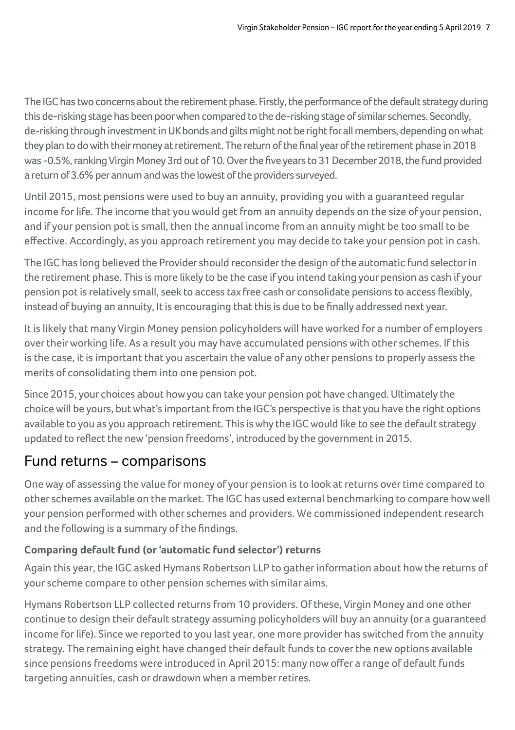The IGC has two concerns about the retirement phase. Firstly, the performance of the default strategy during this de-risking stage has been poor when compared to the de-risking stage of similar schemes. Secondly, de-risking through investment in UK bonds and gilts might not be right for all members, depending on what they plan to do with their money at retirement. The return of the final year of the retirement phase in 2018 was -0.5%, ranking Virgin Money 3rd out of 10. Over the five years to 31 December 2018, the fund provided a return of 3.6% per annum and was the lowest of the providers surveyed.

Until 2015, most pensions were used to buy an annuity, providing you with a guaranteed regular income for life. The income that you would get from an annuity depends on the size of your pension, and if your pension pot is small, then the annual income from an annuity might be too small to be effective. Accordingly, as you approach retirement you may decide to take your pension pot in cash.

The IGC has long believed the Provider should reconsider the design of the automatic fund selector in the retirement phase. This is more likely to be the case if you intend taking your pension as cash if your pension pot is relatively small, seek to access tax free cash or consolidate pensions to access flexibly, instead of buying an annuity, It is encouraging that this is due to be finally addressed next year.

It is likely that many Virgin Money pension policyholders will have worked for a number of employers over their working life. As a result you may have accumulated pensions with other schemes. If this is the case, it is important that you ascertain the value of any other pensions to properly assess the merits of consolidating them into one pension pot.

Since 2015, your choices about how you can take your pension pot have changed. Ultimately the choice will be yours, but what's important from the IGC's perspective is that you have the right options available to you as you approach retirement. This is why the IGC would like to see the default strategy updated to reflect the new 'pension freedoms', introduced by the government in 2015.

## Fund returns – comparisons

One way of assessing the value for money of your pension is to look at returns over time compared to other schemes available on the market. The IGC has used external benchmarking to compare how well your pension performed with other schemes and providers. We commissioned independent research and the following is a summary of the findings.

### Comparing default fund (or 'automatic fund selector') returns

Again this year, the IGC asked Hymans Robertson LLP to gather information about how the returns of your scheme compare to other pension schemes with similar aims.

Hymans Robertson LLP collected returns from 10 providers. Of these, Virgin Money and one other continue to design their default strategy assuming policyholders will buy an annuity (or a guaranteed income for life). Since we reported to you last year, one more provider has switched from the annuity strategy. The remaining eight have changed their default funds to cover the new options available since pensions freedoms were introduced in April 2015: many now offer a range of default funds targeting annuities, cash or drawdown when a member retires.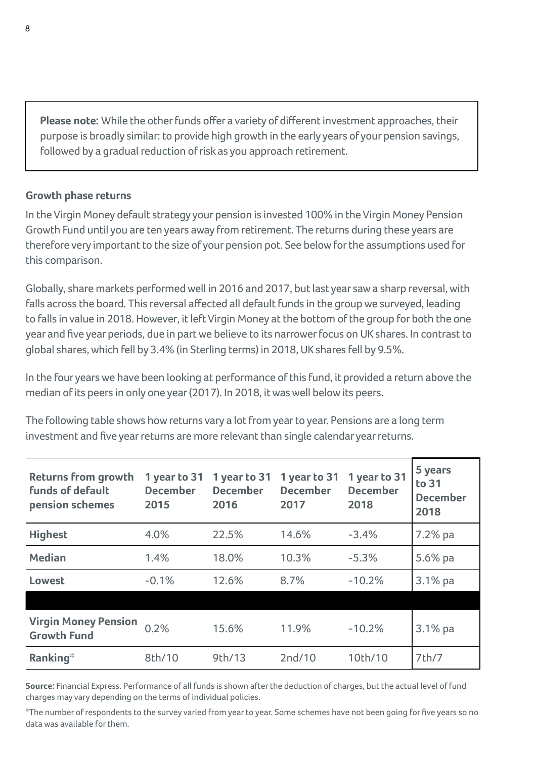**Please note:** While the other funds offer a variety of different investment approaches, their purpose is broadly similar: to provide high growth in the early years of your pension savings, followed by a gradual reduction of risk as you approach retirement.

### Growth phase returns

In the Virgin Money default strategy your pension is invested 100% in the Virgin Money Pension Growth Fund until you are ten years away from retirement. The returns during these years are therefore very important to the size of your pension pot. See below for the assumptions used for this comparison.

Globally, share markets performed well in 2016 and 2017, but last year saw a sharp reversal, with falls across the board. This reversal affected all default funds in the group we surveyed, leading to falls in value in 2018. However, it left Virgin Money at the bottom of the group for both the one year and five year periods, due in part we believe to its narrower focus on UK shares. In contrast to global shares, which fell by 3.4% (in Sterling terms) in 2018, UK shares fell by 9.5%.

In the four years we have been looking at performance of this fund, it provided a return above the median of its peers in only one year (2017). In 2018, it was well below its peers.

The following table shows how returns vary a lot from year to year. Pensions are a long term investment and five year returns are more relevant than single calendar year returns.

| Returns from growth funds of default pension schemes | 1 year to 31 December 2015 | 1 year to 31 December 2016 | 1 year to 31 December 2017 | 1 year to 31 December 2018 | 5 years to 31 December 2018 |
|---|---|---|---|---|---|
| **Highest** | 4.0% | 22.5% | 14.6% | -3.4% | 7.2% pa |
| **Median** | 1.4% | 18.0% | 10.3% | -5.3% | 5.6% pa |
| **Lowest** | -0.1% | 12.6% | 8.7% | -10.2% | 3.1% pa |
| | | | | | |
| **Virgin Money Pension Growth Fund** | 0.2% | 15.6% | 11.9% | -10.2% | 3.1% pa |
| **Ranking*** | 8th/10 | 9th/13 | 2nd/10 | 10th/10 | 7th/7 |

**Source:** Financial Express. Performance of all funds is shown after the deduction of charges, but the actual level of fund charges may vary depending on the terms of individual policies.

*The number of respondents to the survey varied from year to year. Some schemes have not been going for five years so no data was available for them.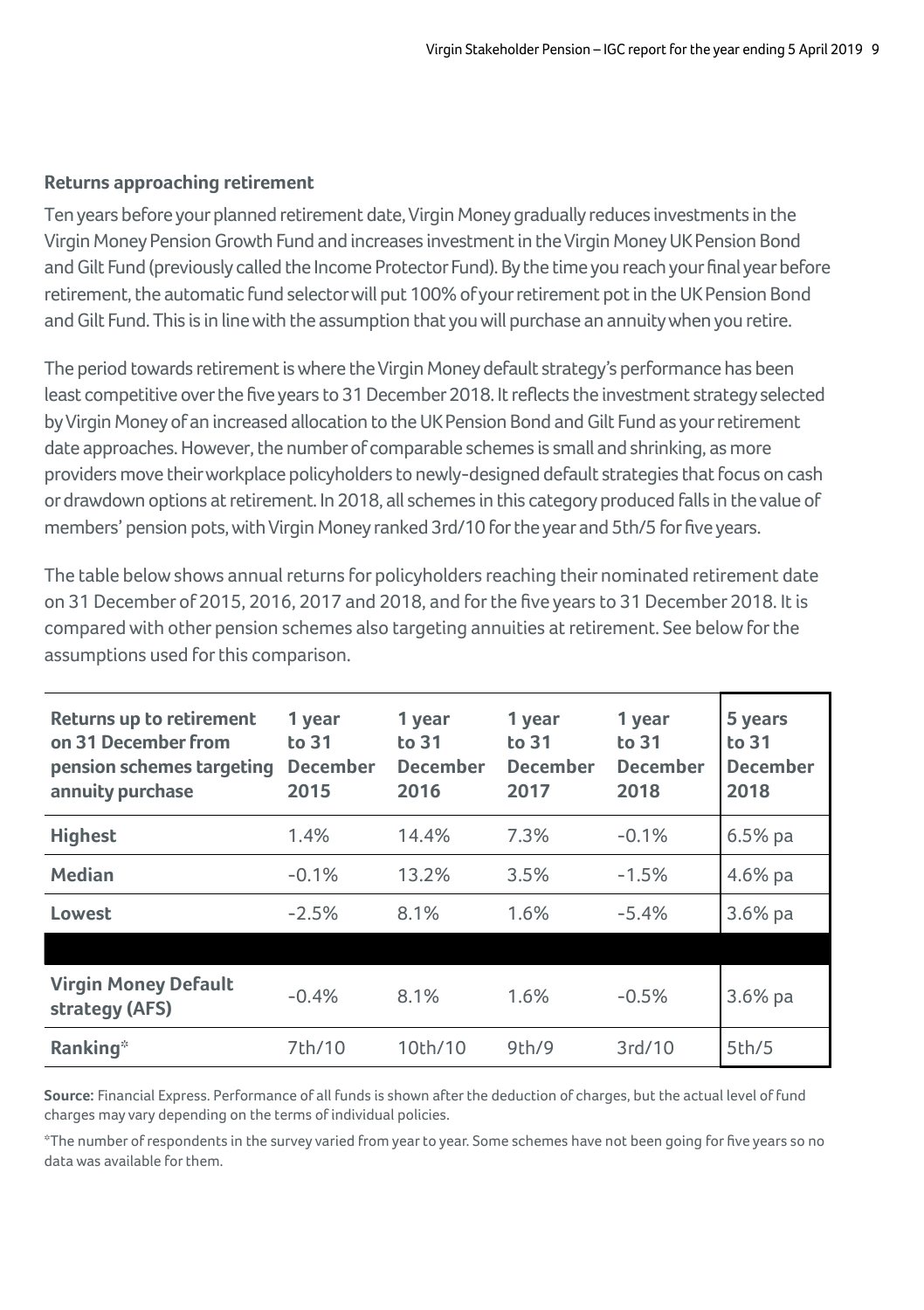### Returns approaching retirement

Ten years before your planned retirement date, Virgin Money gradually reduces investments in the Virgin Money Pension Growth Fund and increases investment in the Virgin Money UK Pension Bond and Gilt Fund (previously called the Income Protector Fund). By the time you reach your final year before retirement, the automatic fund selector will put 100% of your retirement pot in the UK Pension Bond and Gilt Fund. This is in line with the assumption that you will purchase an annuity when you retire.

The period towards retirement is where the Virgin Money default strategy's performance has been least competitive over the five years to 31 December 2018. It reflects the investment strategy selected by Virgin Money of an increased allocation to the UK Pension Bond and Gilt Fund as your retirement date approaches. However, the number of comparable schemes is small and shrinking, as more providers move their workplace policyholders to newly-designed default strategies that focus on cash or drawdown options at retirement. In 2018, all schemes in this category produced falls in the value of members' pension pots, with Virgin Money ranked 3rd/10 for the year and 5th/5 for five years.

The table below shows annual returns for policyholders reaching their nominated retirement date on 31 December of 2015, 2016, 2017 and 2018, and for the five years to 31 December 2018. It is compared with other pension schemes also targeting annuities at retirement. See below for the assumptions used for this comparison.

| Returns up to retirement on 31 December from pension schemes targeting annuity purchase | 1 year to 31 December 2015 | 1 year to 31 December 2016 | 1 year to 31 December 2017 | 1 year to 31 December 2018 | 5 years to 31 December 2018 |
|---|---|---|---|---|---|
| **Highest** | 1.4% | 14.4% | 7.3% | -0.1% | 6.5% pa |
| **Median** | -0.1% | 13.2% | 3.5% | -1.5% | 4.6% pa |
| **Lowest** | -2.5% | 8.1% | 1.6% | -5.4% | 3.6% pa |
| | | | | | |
| **Virgin Money Default strategy (AFS)** | -0.4% | 8.1% | 1.6% | -0.5% | 3.6% pa |
| **Ranking*** | 7th/10 | 10th/10 | 9th/9 | 3rd/10 | 5th/5 |

**Source:** Financial Express. Performance of all funds is shown after the deduction of charges, but the actual level of fund charges may vary depending on the terms of individual policies.

*The number of respondents in the survey varied from year to year. Some schemes have not been going for five years so no data was available for them.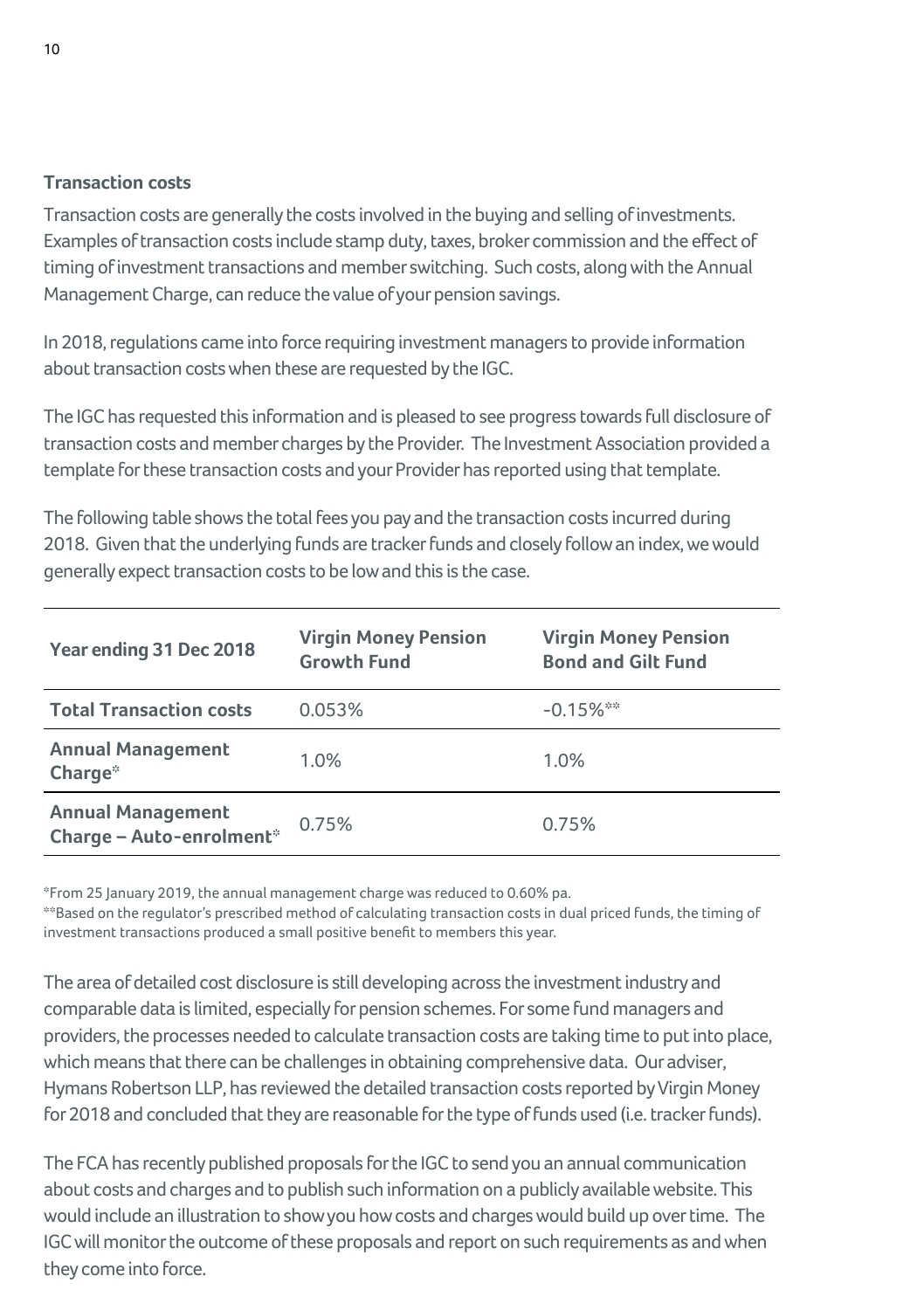### Transaction costs

Transaction costs are generally the costs involved in the buying and selling of investments. Examples of transaction costs include stamp duty, taxes, broker commission and the effect of timing of investment transactions and member switching. Such costs, along with the Annual Management Charge, can reduce the value of your pension savings.

In 2018, regulations came into force requiring investment managers to provide information about transaction costs when these are requested by the IGC.

The IGC has requested this information and is pleased to see progress towards full disclosure of transaction costs and member charges by the Provider. The Investment Association provided a template for these transaction costs and your Provider has reported using that template.

The following table shows the total fees you pay and the transaction costs incurred during 2018. Given that the underlying funds are tracker funds and closely follow an index, we would generally expect transaction costs to be low and this is the case.

| Year ending 31 Dec 2018 | Virgin Money Pension Growth Fund | Virgin Money Pension Bond and Gilt Fund |
|---|---|---|
| **Total Transaction costs** | 0.053% | -0.15%** |
| **Annual Management Charge*** | 1.0% | 1.0% |
| **Annual Management Charge – Auto-enrolment*** | 0.75% | 0.75% |

*From 25 January 2019, the annual management charge was reduced to 0.60% pa.
**Based on the regulator's prescribed method of calculating transaction costs in dual priced funds, the timing of investment transactions produced a small positive benefit to members this year.

The area of detailed cost disclosure is still developing across the investment industry and comparable data is limited, especially for pension schemes. For some fund managers and providers, the processes needed to calculate transaction costs are taking time to put into place, which means that there can be challenges in obtaining comprehensive data. Our adviser, Hymans Robertson LLP, has reviewed the detailed transaction costs reported by Virgin Money for 2018 and concluded that they are reasonable for the type of funds used (i.e. tracker funds).

The FCA has recently published proposals for the IGC to send you an annual communication about costs and charges and to publish such information on a publicly available website. This would include an illustration to show you how costs and charges would build up over time. The IGC will monitor the outcome of these proposals and report on such requirements as and when they come into force.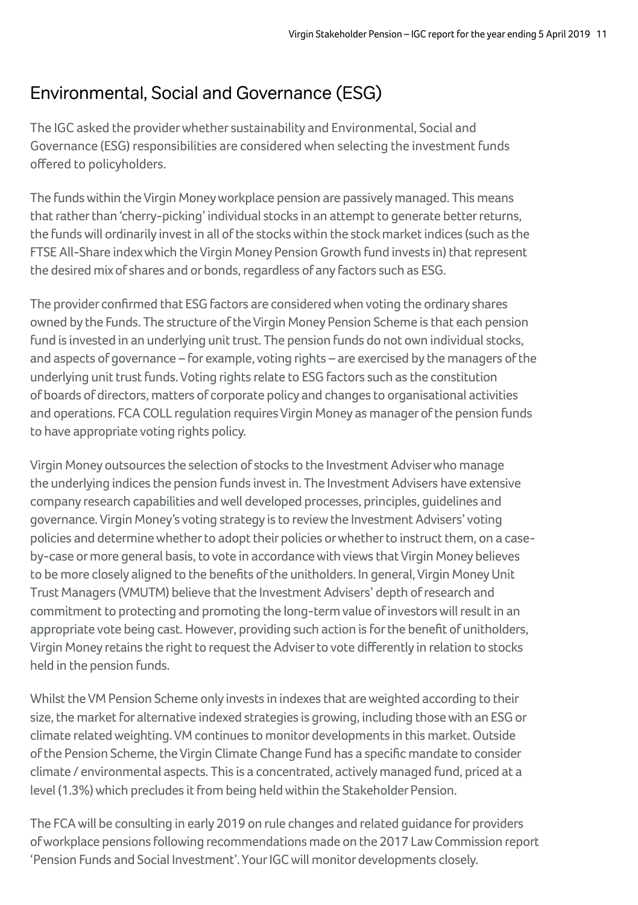## Environmental, Social and Governance (ESG)

The IGC asked the provider whether sustainability and Environmental, Social and Governance (ESG) responsibilities are considered when selecting the investment funds offered to policyholders.

The funds within the Virgin Money workplace pension are passively managed. This means that rather than 'cherry-picking' individual stocks in an attempt to generate better returns, the funds will ordinarily invest in all of the stocks within the stock market indices (such as the FTSE All-Share index which the Virgin Money Pension Growth fund invests in) that represent the desired mix of shares and or bonds, regardless of any factors such as ESG.

The provider confirmed that ESG factors are considered when voting the ordinary shares owned by the Funds. The structure of the Virgin Money Pension Scheme is that each pension fund is invested in an underlying unit trust. The pension funds do not own individual stocks, and aspects of governance – for example, voting rights – are exercised by the managers of the underlying unit trust funds. Voting rights relate to ESG factors such as the constitution of boards of directors, matters of corporate policy and changes to organisational activities and operations. FCA COLL regulation requires Virgin Money as manager of the pension funds to have appropriate voting rights policy.

Virgin Money outsources the selection of stocks to the Investment Adviser who manage the underlying indices the pension funds invest in. The Investment Advisers have extensive company research capabilities and well developed processes, principles, guidelines and governance. Virgin Money's voting strategy is to review the Investment Advisers' voting policies and determine whether to adopt their policies or whether to instruct them, on a case-by-case or more general basis, to vote in accordance with views that Virgin Money believes to be more closely aligned to the benefits of the unitholders. In general, Virgin Money Unit Trust Managers (VMUTM) believe that the Investment Advisers' depth of research and commitment to protecting and promoting the long-term value of investors will result in an appropriate vote being cast. However, providing such action is for the benefit of unitholders, Virgin Money retains the right to request the Adviser to vote differently in relation to stocks held in the pension funds.

Whilst the VM Pension Scheme only invests in indexes that are weighted according to their size, the market for alternative indexed strategies is growing, including those with an ESG or climate related weighting. VM continues to monitor developments in this market. Outside of the Pension Scheme, the Virgin Climate Change Fund has a specific mandate to consider climate / environmental aspects. This is a concentrated, actively managed fund, priced at a level (1.3%) which precludes it from being held within the Stakeholder Pension.

The FCA will be consulting in early 2019 on rule changes and related guidance for providers of workplace pensions following recommendations made on the 2017 Law Commission report 'Pension Funds and Social Investment'. Your IGC will monitor developments closely.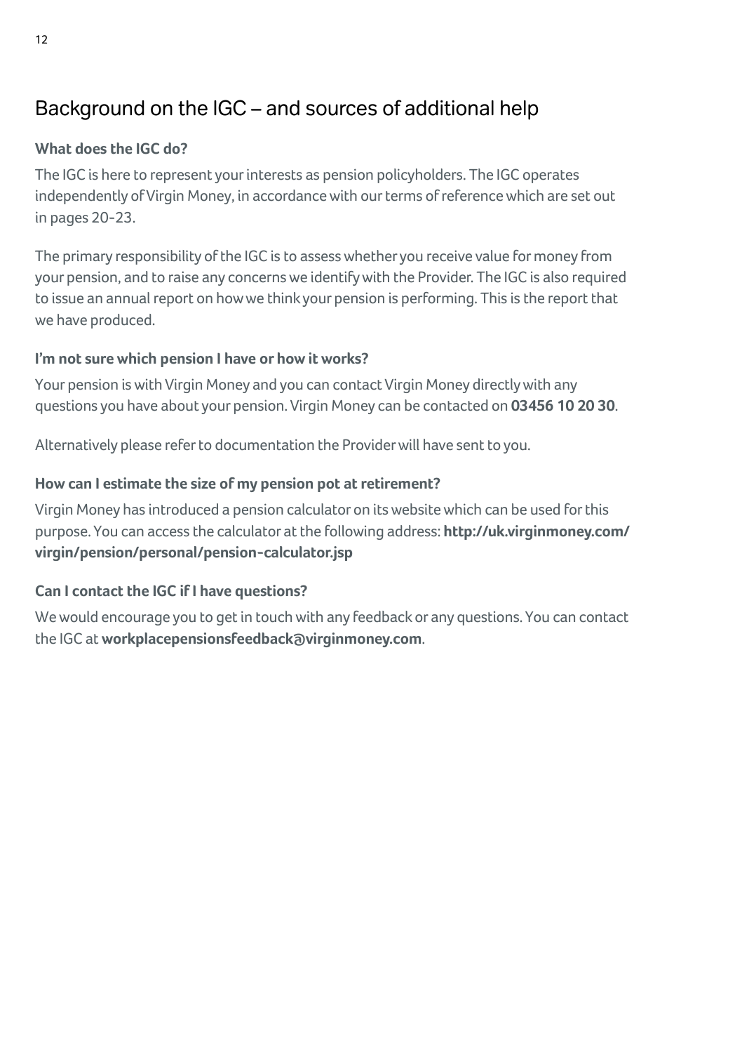## Background on the IGC – and sources of additional help

**What does the IGC do?**

The IGC is here to represent your interests as pension policyholders. The IGC operates independently of Virgin Money, in accordance with our terms of reference which are set out in pages 20-23.

The primary responsibility of the IGC is to assess whether you receive value for money from your pension, and to raise any concerns we identify with the Provider. The IGC is also required to issue an annual report on how we think your pension is performing. This is the report that we have produced.

**I'm not sure which pension I have or how it works?**

Your pension is with Virgin Money and you can contact Virgin Money directly with any questions you have about your pension. Virgin Money can be contacted on **03456 10 20 30**.

Alternatively please refer to documentation the Provider will have sent to you.

**How can I estimate the size of my pension pot at retirement?**

Virgin Money has introduced a pension calculator on its website which can be used for this purpose. You can access the calculator at the following address: **http://uk.virginmoney.com/virgin/pension/personal/pension-calculator.jsp**

**Can I contact the IGC if I have questions?**

We would encourage you to get in touch with any feedback or any questions. You can contact the IGC at **workplacepensionsfeedback@virginmoney.com**.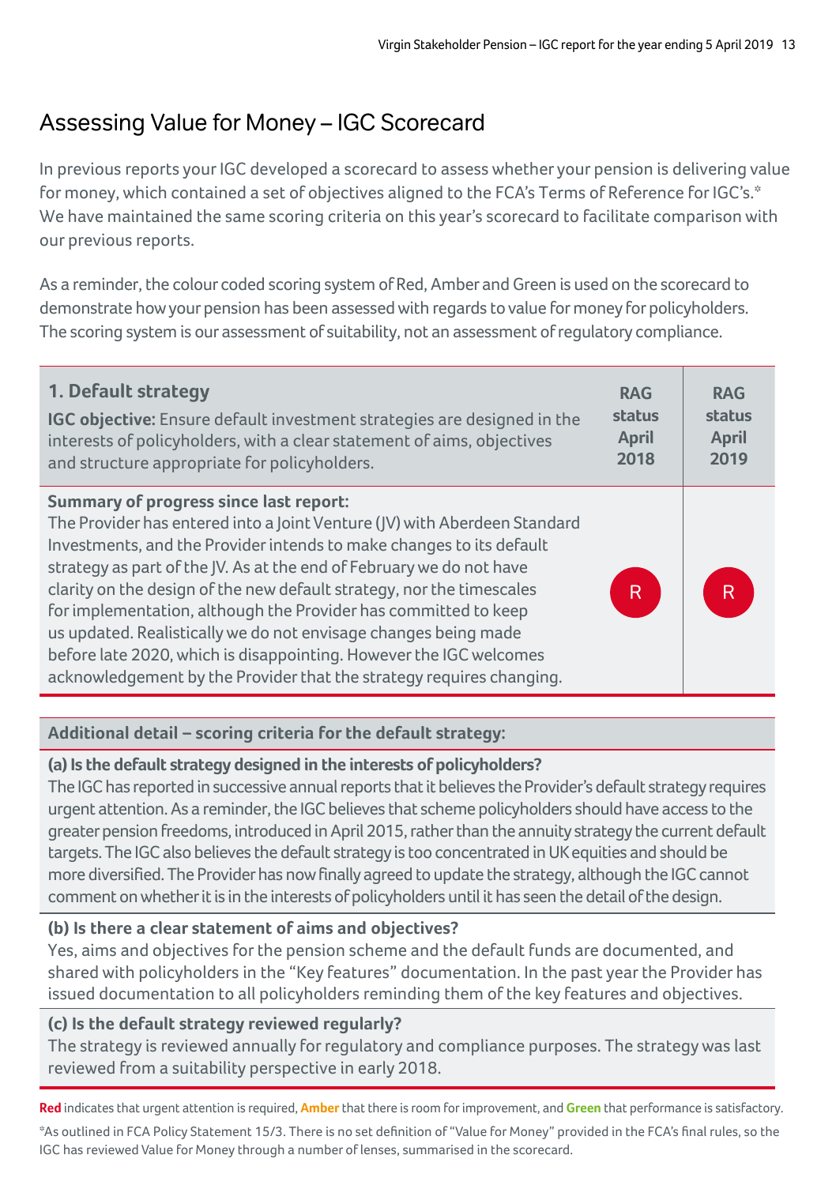# Assessing Value for Money – IGC Scorecard

In previous reports your IGC developed a scorecard to assess whether your pension is delivering value for money, which contained a set of objectives aligned to the FCA's Terms of Reference for IGC's.* We have maintained the same scoring criteria on this year's scorecard to facilitate comparison with our previous reports.

As a reminder, the colour coded scoring system of Red, Amber and Green is used on the scorecard to demonstrate how your pension has been assessed with regards to value for money for policyholders. The scoring system is our assessment of suitability, not an assessment of regulatory compliance.

| **1. Default strategy**<br>**IGC objective:** Ensure default investment strategies are designed in the interests of policyholders, with a clear statement of aims, objectives and structure appropriate for policyholders. | **RAG status April 2018** | **RAG status April 2019** |
|---|---|---|
| **Summary of progress since last report:**<br>The Provider has entered into a Joint Venture (JV) with Aberdeen Standard Investments, and the Provider intends to make changes to its default strategy as part of the JV. As at the end of February we do not have clarity on the design of the new default strategy, nor the timescales for implementation, although the Provider has committed to keep us updated. Realistically we do not envisage changes being made before late 2020, which is disappointing. However the IGC welcomes acknowledgement by the Provider that the strategy requires changing. | R | R |

**Additional detail – scoring criteria for the default strategy:**

**(a) Is the default strategy designed in the interests of policyholders?**
The IGC has reported in successive annual reports that it believes the Provider's default strategy requires urgent attention. As a reminder, the IGC believes that scheme policyholders should have access to the greater pension freedoms, introduced in April 2015, rather than the annuity strategy the current default targets. The IGC also believes the default strategy is too concentrated in UK equities and should be more diversified. The Provider has now finally agreed to update the strategy, although the IGC cannot comment on whether it is in the interests of policyholders until it has seen the detail of the design.

**(b) Is there a clear statement of aims and objectives?**
Yes, aims and objectives for the pension scheme and the default funds are documented, and shared with policyholders in the "Key features" documentation. In the past year the Provider has issued documentation to all policyholders reminding them of the key features and objectives.

**(c) Is the default strategy reviewed regularly?**
The strategy is reviewed annually for regulatory and compliance purposes. The strategy was last reviewed from a suitability perspective in early 2018.

**Red** indicates that urgent attention is required, **Amber** that there is room for improvement, and **Green** that performance is satisfactory.

*As outlined in FCA Policy Statement 15/3. There is no set definition of "Value for Money" provided in the FCA's final rules, so the IGC has reviewed Value for Money through a number of lenses, summarised in the scorecard.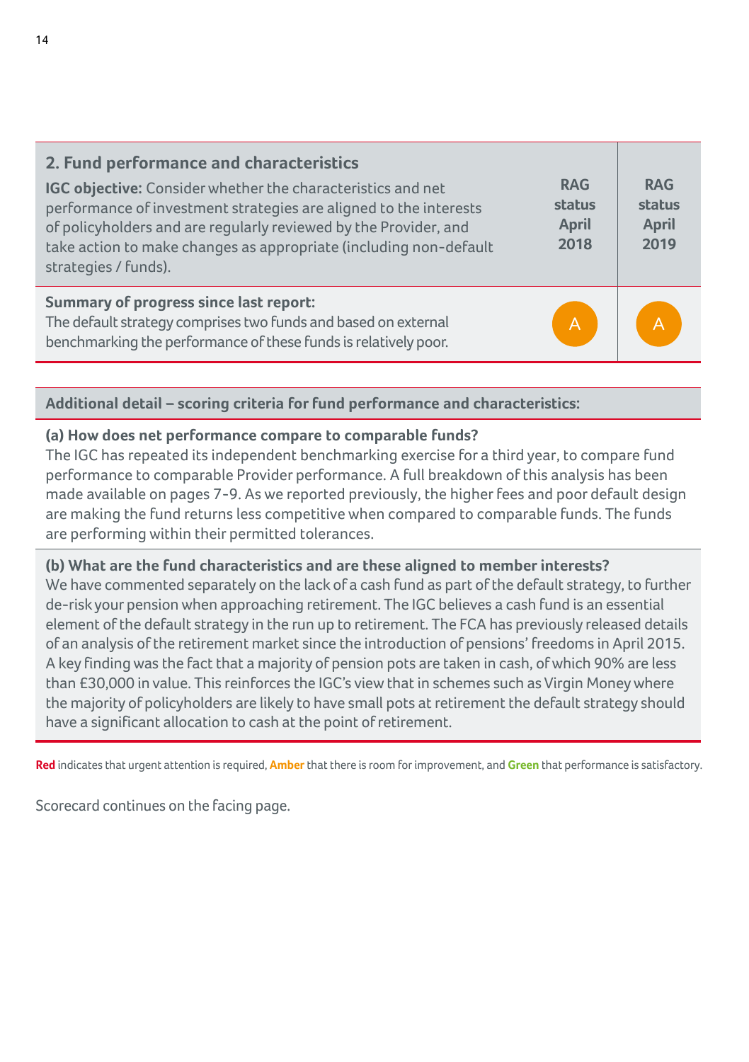| 2. Fund performance and characteristics<br>**IGC objective:** Consider whether the characteristics and net performance of investment strategies are aligned to the interests of policyholders and are regularly reviewed by the Provider, and take action to make changes as appropriate (including non-default strategies / funds). | RAG status April 2018 | RAG status April 2019 |
|---|---|---|
| **Summary of progress since last report:**<br>The default strategy comprises two funds and based on external benchmarking the performance of these funds is relatively poor. | A | A |

**Additional detail – scoring criteria for fund performance and characteristics:**

**(a) How does net performance compare to comparable funds?**
The IGC has repeated its independent benchmarking exercise for a third year, to compare fund performance to comparable Provider performance. A full breakdown of this analysis has been made available on pages 7-9. As we reported previously, the higher fees and poor default design are making the fund returns less competitive when compared to comparable funds. The funds are performing within their permitted tolerances.

**(b) What are the fund characteristics and are these aligned to member interests?**
We have commented separately on the lack of a cash fund as part of the default strategy, to further de-risk your pension when approaching retirement. The IGC believes a cash fund is an essential element of the default strategy in the run up to retirement. The FCA has previously released details of an analysis of the retirement market since the introduction of pensions' freedoms in April 2015. A key finding was the fact that a majority of pension pots are taken in cash, of which 90% are less than £30,000 in value. This reinforces the IGC's view that in schemes such as Virgin Money where the majority of policyholders are likely to have small pots at retirement the default strategy should have a significant allocation to cash at the point of retirement.

**Red** indicates that urgent attention is required, **Amber** that there is room for improvement, and **Green** that performance is satisfactory.

Scorecard continues on the facing page.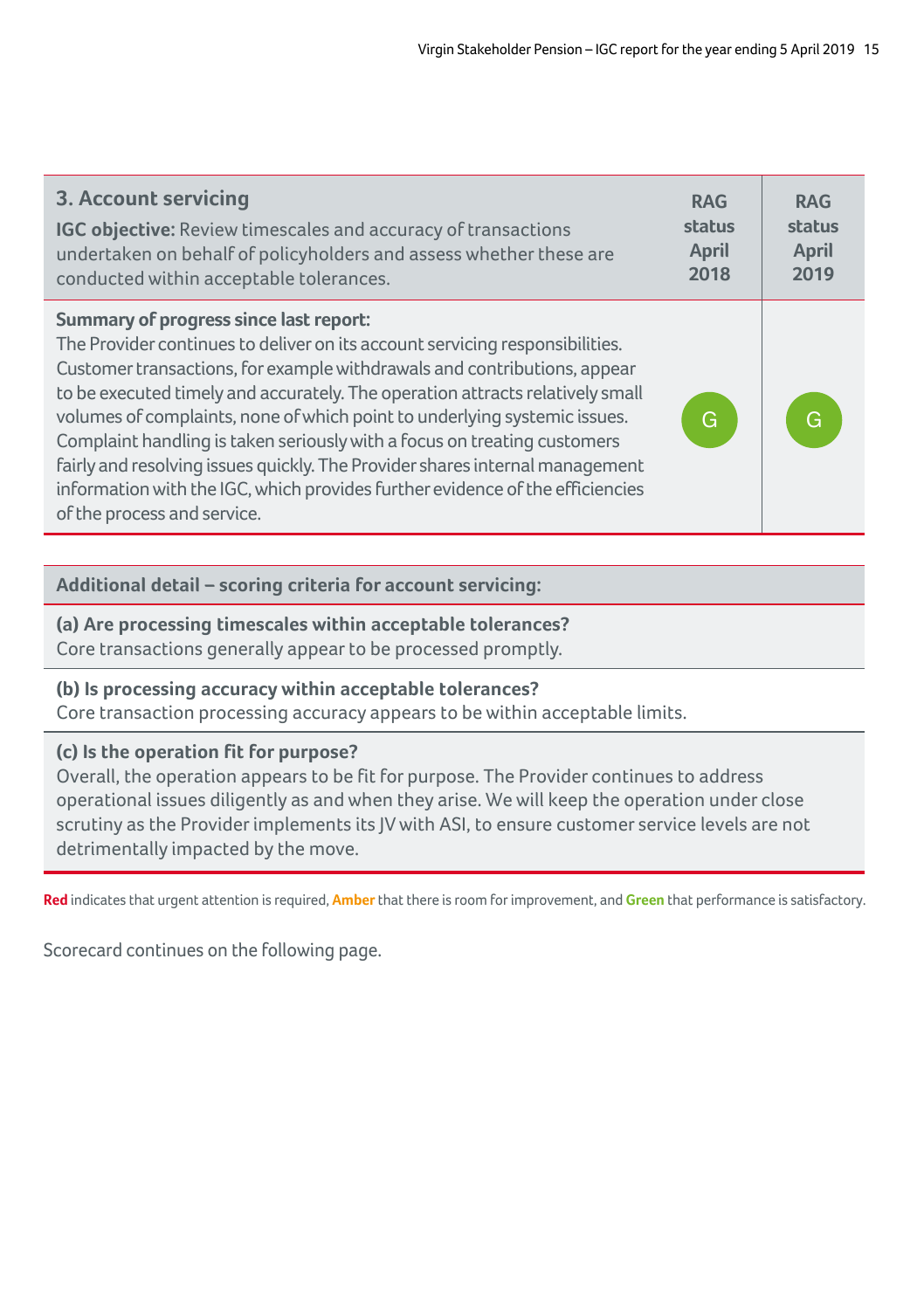| 3. Account servicing<br>**IGC objective:** Review timescales and accuracy of transactions undertaken on behalf of policyholders and assess whether these are conducted within acceptable tolerances. | RAG status April 2018 | RAG status April 2019 |
|---|---|---|
| **Summary of progress since last report:**<br>The Provider continues to deliver on its account servicing responsibilities. Customer transactions, for example withdrawals and contributions, appear to be executed timely and accurately. The operation attracts relatively small volumes of complaints, none of which point to underlying systemic issues. Complaint handling is taken seriously with a focus on treating customers fairly and resolving issues quickly. The Provider shares internal management information with the IGC, which provides further evidence of the efficiencies of the process and service. | G | G |

**Additional detail – scoring criteria for account servicing:**

**(a) Are processing timescales within acceptable tolerances?**
Core transactions generally appear to be processed promptly.

**(b) Is processing accuracy within acceptable tolerances?**
Core transaction processing accuracy appears to be within acceptable limits.

**(c) Is the operation fit for purpose?**
Overall, the operation appears to be fit for purpose. The Provider continues to address operational issues diligently as and when they arise. We will keep the operation under close scrutiny as the Provider implements its JV with ASI, to ensure customer service levels are not detrimentally impacted by the move.

**Red** indicates that urgent attention is required, **Amber** that there is room for improvement, and **Green** that performance is satisfactory.

Scorecard continues on the following page.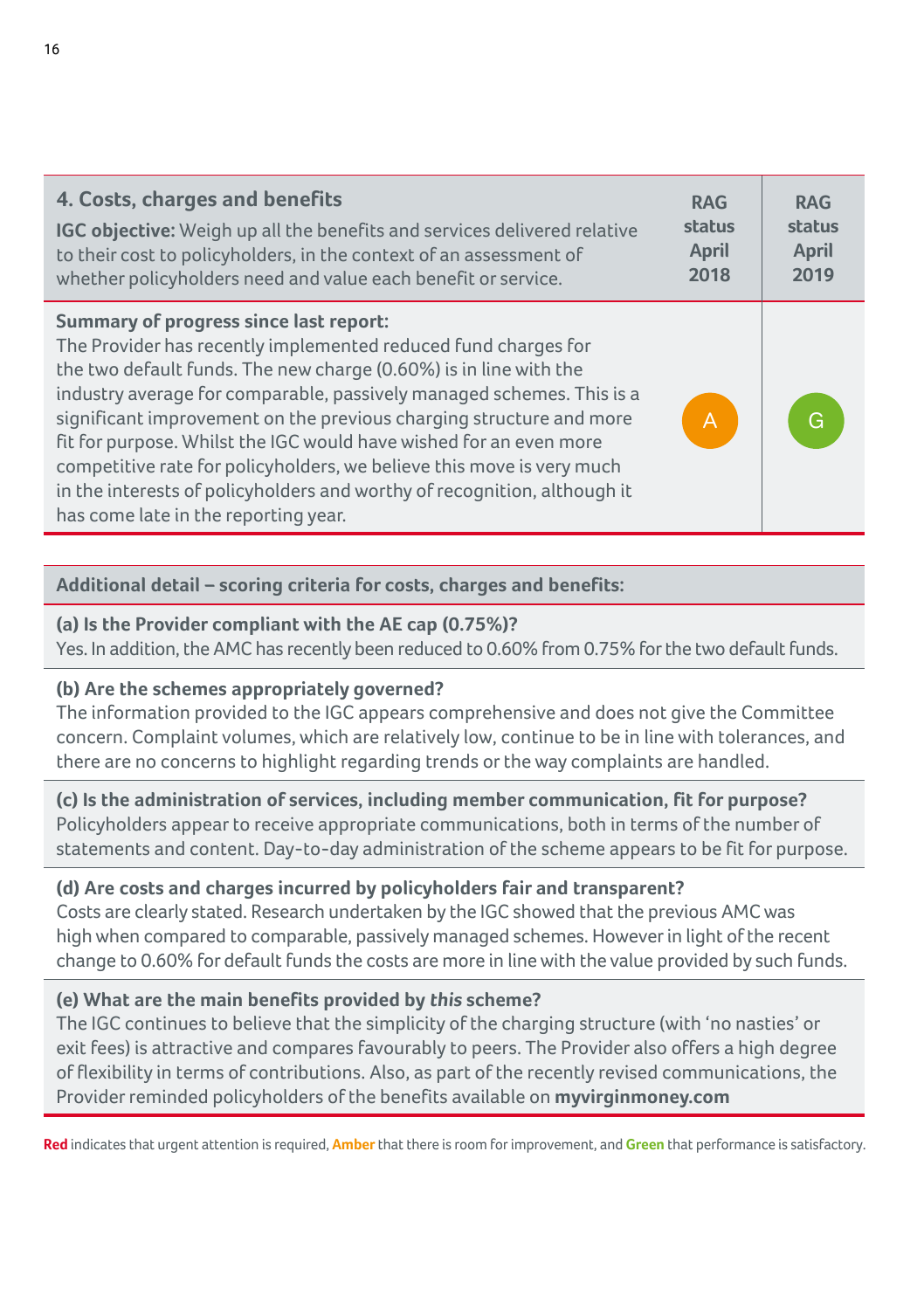| **4. Costs, charges and benefits**<br>**IGC objective:** Weigh up all the benefits and services delivered relative to their cost to policyholders, in the context of an assessment of whether policyholders need and value each benefit or service. | **RAG status April 2018** | **RAG status April 2019** |
|---|---|---|
| **Summary of progress since last report:**<br>The Provider has recently implemented reduced fund charges for the two default funds. The new charge (0.60%) is in line with the industry average for comparable, passively managed schemes. This is a significant improvement on the previous charging structure and more fit for purpose. Whilst the IGC would have wished for an even more competitive rate for policyholders, we believe this move is very much in the interests of policyholders and worthy of recognition, although it has come late in the reporting year. | A | G |

**Additional detail – scoring criteria for costs, charges and benefits:**

**(a) Is the Provider compliant with the AE cap (0.75%)?**
Yes. In addition, the AMC has recently been reduced to 0.60% from 0.75% for the two default funds.

**(b) Are the schemes appropriately governed?**
The information provided to the IGC appears comprehensive and does not give the Committee concern. Complaint volumes, which are relatively low, continue to be in line with tolerances, and there are no concerns to highlight regarding trends or the way complaints are handled.

**(c) Is the administration of services, including member communication, fit for purpose?**
Policyholders appear to receive appropriate communications, both in terms of the number of statements and content. Day-to-day administration of the scheme appears to be fit for purpose.

**(d) Are costs and charges incurred by policyholders fair and transparent?**
Costs are clearly stated. Research undertaken by the IGC showed that the previous AMC was high when compared to comparable, passively managed schemes. However in light of the recent change to 0.60% for default funds the costs are more in line with the value provided by such funds.

**(e) What are the main benefits provided by *this* scheme?**
The IGC continues to believe that the simplicity of the charging structure (with 'no nasties' or exit fees) is attractive and compares favourably to peers. The Provider also offers a high degree of flexibility in terms of contributions. Also, as part of the recently revised communications, the Provider reminded policyholders of the benefits available on **myvirginmoney.com**

**Red** indicates that urgent attention is required, **Amber** that there is room for improvement, and **Green** that performance is satisfactory.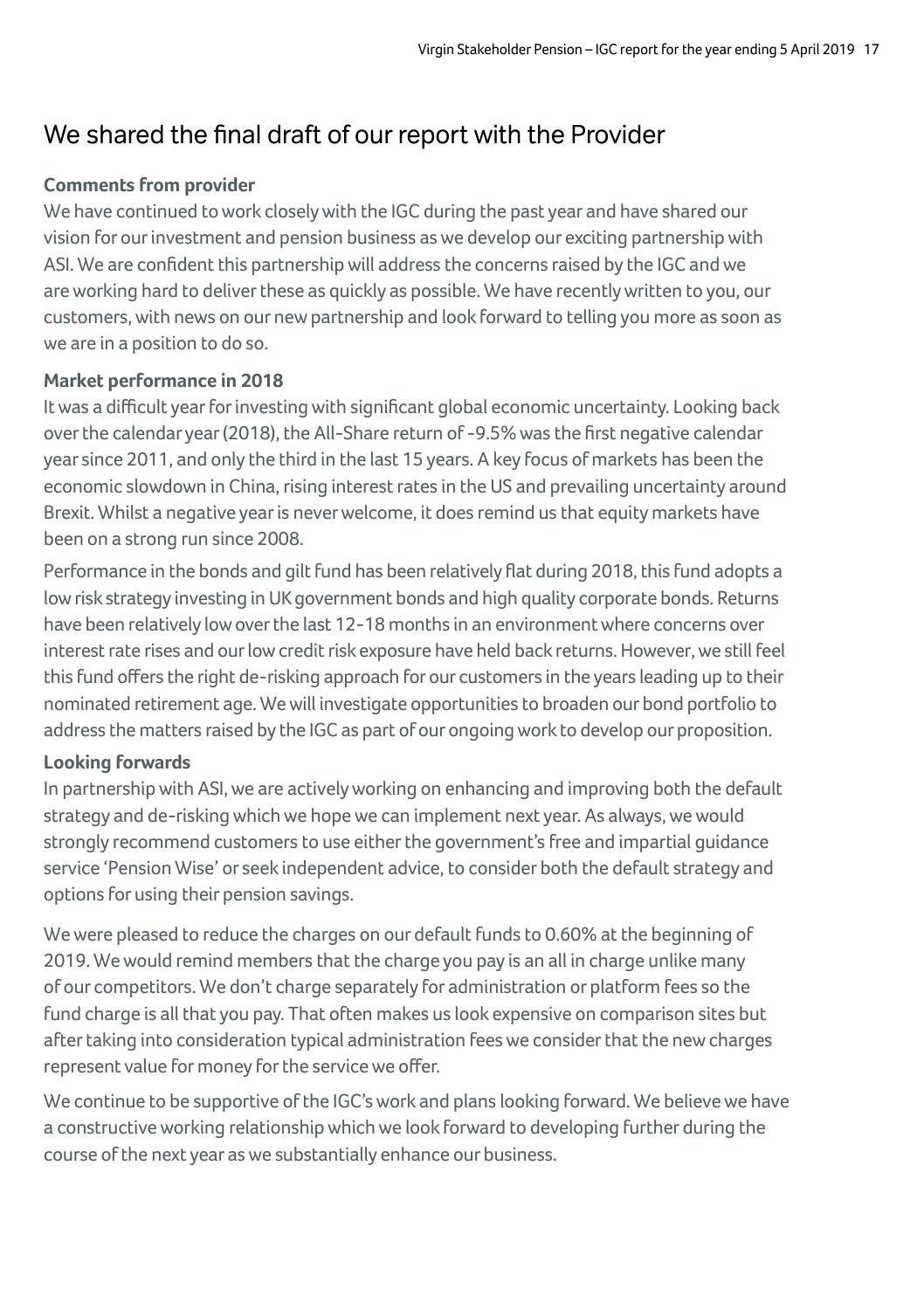## We shared the final draft of our report with the Provider

**Comments from provider**

We have continued to work closely with the IGC during the past year and have shared our vision for our investment and pension business as we develop our exciting partnership with ASI. We are confident this partnership will address the concerns raised by the IGC and we are working hard to deliver these as quickly as possible. We have recently written to you, our customers, with news on our new partnership and look forward to telling you more as soon as we are in a position to do so.

**Market performance in 2018**

It was a difficult year for investing with significant global economic uncertainty. Looking back over the calendar year (2018), the All-Share return of -9.5% was the first negative calendar year since 2011, and only the third in the last 15 years. A key focus of markets has been the economic slowdown in China, rising interest rates in the US and prevailing uncertainty around Brexit. Whilst a negative year is never welcome, it does remind us that equity markets have been on a strong run since 2008.

Performance in the bonds and gilt fund has been relatively flat during 2018, this fund adopts a low risk strategy investing in UK government bonds and high quality corporate bonds. Returns have been relatively low over the last 12-18 months in an environment where concerns over interest rate rises and our low credit risk exposure have held back returns. However, we still feel this fund offers the right de-risking approach for our customers in the years leading up to their nominated retirement age. We will investigate opportunities to broaden our bond portfolio to address the matters raised by the IGC as part of our ongoing work to develop our proposition.

**Looking forwards**

In partnership with ASI, we are actively working on enhancing and improving both the default strategy and de-risking which we hope we can implement next year. As always, we would strongly recommend customers to use either the government's free and impartial guidance service 'Pension Wise' or seek independent advice, to consider both the default strategy and options for using their pension savings.

We were pleased to reduce the charges on our default funds to 0.60% at the beginning of 2019. We would remind members that the charge you pay is an all in charge unlike many of our competitors. We don't charge separately for administration or platform fees so the fund charge is all that you pay. That often makes us look expensive on comparison sites but after taking into consideration typical administration fees we consider that the new charges represent value for money for the service we offer.

We continue to be supportive of the IGC's work and plans looking forward. We believe we have a constructive working relationship which we look forward to developing further during the course of the next year as we substantially enhance our business.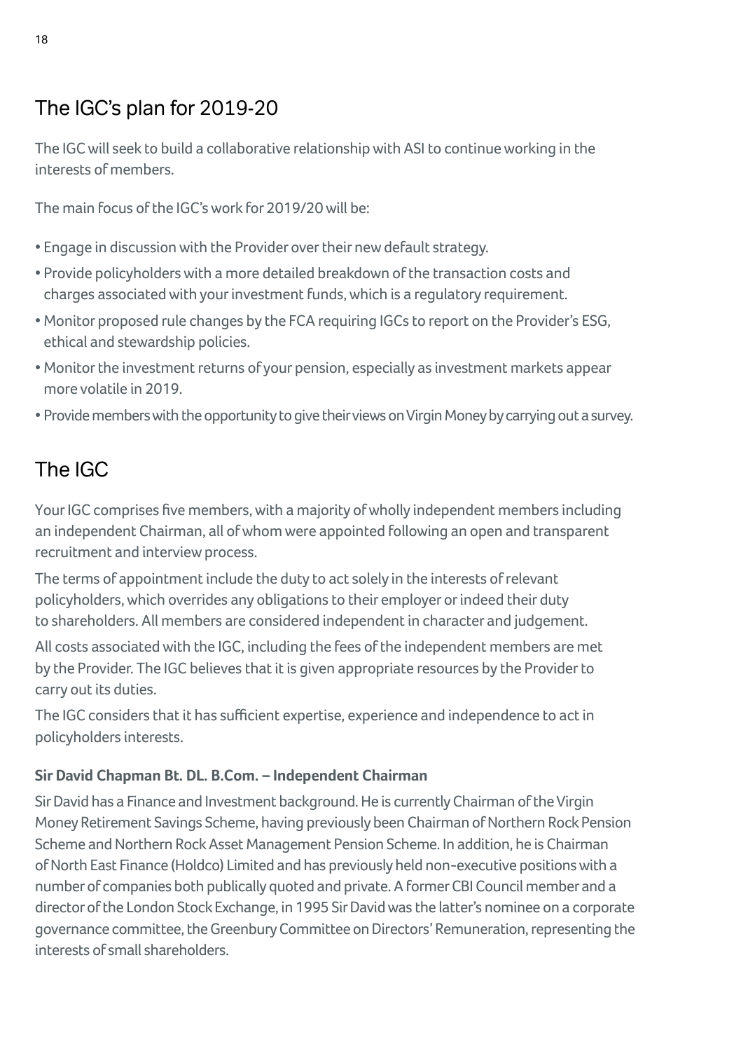## The IGC's plan for 2019-20

The IGC will seek to build a collaborative relationship with ASI to continue working in the interests of members.

The main focus of the IGC's work for 2019/20 will be:

- Engage in discussion with the Provider over their new default strategy.
- Provide policyholders with a more detailed breakdown of the transaction costs and charges associated with your investment funds, which is a regulatory requirement.
- Monitor proposed rule changes by the FCA requiring IGCs to report on the Provider's ESG, ethical and stewardship policies.
- Monitor the investment returns of your pension, especially as investment markets appear more volatile in 2019.
- Provide members with the opportunity to give their views on Virgin Money by carrying out a survey.

## The IGC

Your IGC comprises five members, with a majority of wholly independent members including an independent Chairman, all of whom were appointed following an open and transparent recruitment and interview process.

The terms of appointment include the duty to act solely in the interests of relevant policyholders, which overrides any obligations to their employer or indeed their duty to shareholders. All members are considered independent in character and judgement.

All costs associated with the IGC, including the fees of the independent members are met by the Provider. The IGC believes that it is given appropriate resources by the Provider to carry out its duties.

The IGC considers that it has sufficient expertise, experience and independence to act in policyholders interests.

**Sir David Chapman Bt. DL. B.Com. – Independent Chairman**

Sir David has a Finance and Investment background. He is currently Chairman of the Virgin Money Retirement Savings Scheme, having previously been Chairman of Northern Rock Pension Scheme and Northern Rock Asset Management Pension Scheme. In addition, he is Chairman of North East Finance (Holdco) Limited and has previously held non-executive positions with a number of companies both publically quoted and private. A former CBI Council member and a director of the London Stock Exchange, in 1995 Sir David was the latter's nominee on a corporate governance committee, the Greenbury Committee on Directors' Remuneration, representing the interests of small shareholders.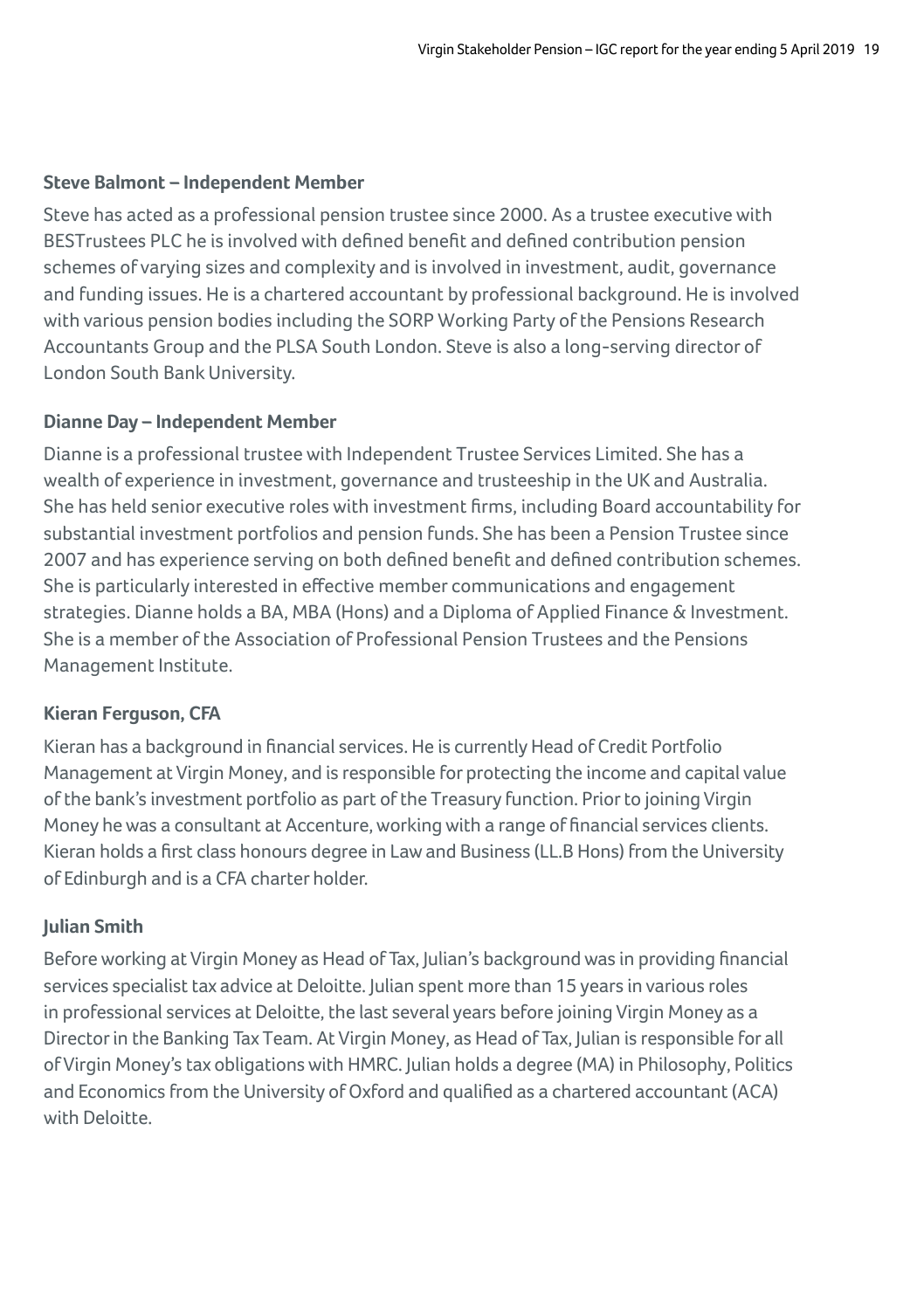**Steve Balmont – Independent Member**

Steve has acted as a professional pension trustee since 2000. As a trustee executive with BESTrustees PLC he is involved with defined benefit and defined contribution pension schemes of varying sizes and complexity and is involved in investment, audit, governance and funding issues. He is a chartered accountant by professional background. He is involved with various pension bodies including the SORP Working Party of the Pensions Research Accountants Group and the PLSA South London. Steve is also a long-serving director of London South Bank University.

**Dianne Day – Independent Member**

Dianne is a professional trustee with Independent Trustee Services Limited. She has a wealth of experience in investment, governance and trusteeship in the UK and Australia. She has held senior executive roles with investment firms, including Board accountability for substantial investment portfolios and pension funds. She has been a Pension Trustee since 2007 and has experience serving on both defined benefit and defined contribution schemes. She is particularly interested in effective member communications and engagement strategies. Dianne holds a BA, MBA (Hons) and a Diploma of Applied Finance & Investment. She is a member of the Association of Professional Pension Trustees and the Pensions Management Institute.

**Kieran Ferguson, CFA**

Kieran has a background in financial services. He is currently Head of Credit Portfolio Management at Virgin Money, and is responsible for protecting the income and capital value of the bank's investment portfolio as part of the Treasury function. Prior to joining Virgin Money he was a consultant at Accenture, working with a range of financial services clients. Kieran holds a first class honours degree in Law and Business (LL.B Hons) from the University of Edinburgh and is a CFA charter holder.

**Julian Smith**

Before working at Virgin Money as Head of Tax, Julian's background was in providing financial services specialist tax advice at Deloitte. Julian spent more than 15 years in various roles in professional services at Deloitte, the last several years before joining Virgin Money as a Director in the Banking Tax Team. At Virgin Money, as Head of Tax, Julian is responsible for all of Virgin Money's tax obligations with HMRC. Julian holds a degree (MA) in Philosophy, Politics and Economics from the University of Oxford and qualified as a chartered accountant (ACA) with Deloitte.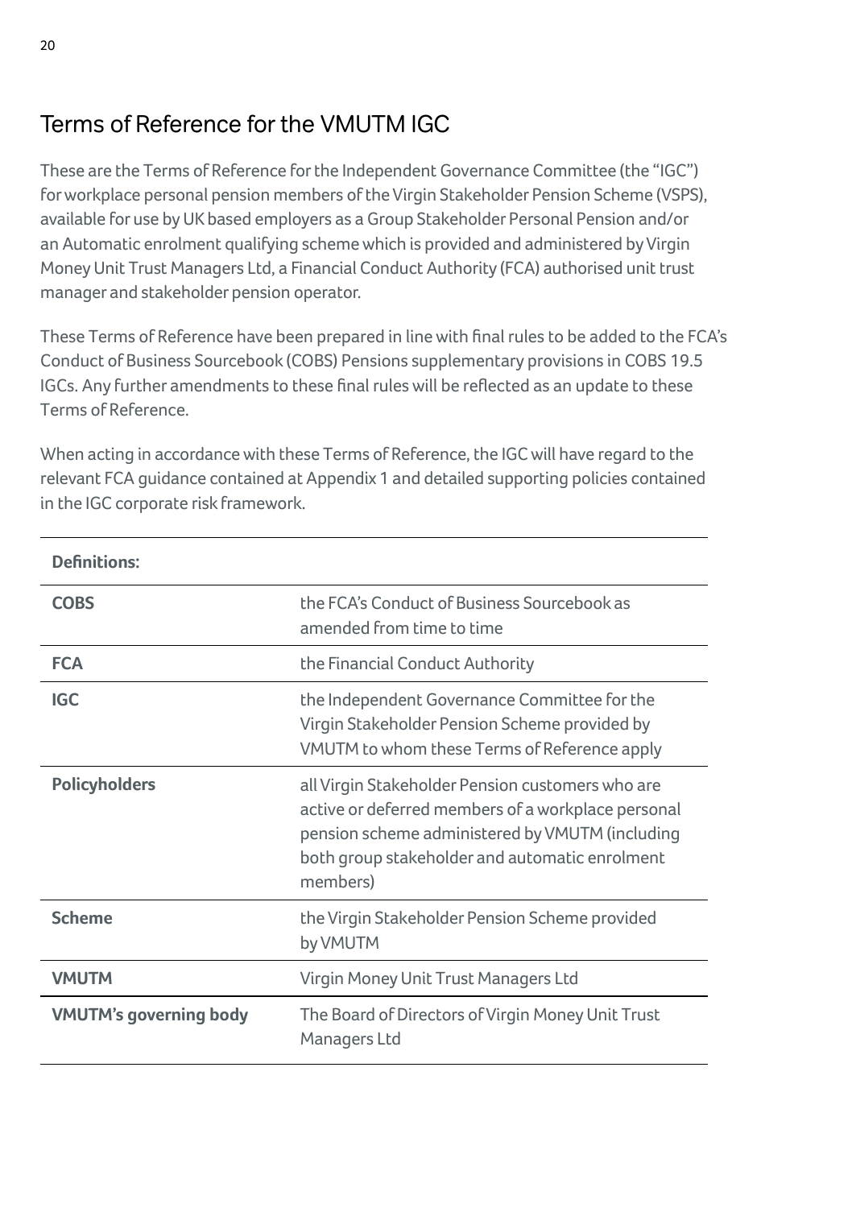## Terms of Reference for the VMUTM IGC

These are the Terms of Reference for the Independent Governance Committee (the "IGC") for workplace personal pension members of the Virgin Stakeholder Pension Scheme (VSPS), available for use by UK based employers as a Group Stakeholder Personal Pension and/or an Automatic enrolment qualifying scheme which is provided and administered by Virgin Money Unit Trust Managers Ltd, a Financial Conduct Authority (FCA) authorised unit trust manager and stakeholder pension operator.

These Terms of Reference have been prepared in line with final rules to be added to the FCA's Conduct of Business Sourcebook (COBS) Pensions supplementary provisions in COBS 19.5 IGCs. Any further amendments to these final rules will be reflected as an update to these Terms of Reference.

When acting in accordance with these Terms of Reference, the IGC will have regard to the relevant FCA guidance contained at Appendix 1 and detailed supporting policies contained in the IGC corporate risk framework.

| **Definitions:** | |
|---|---|
| **COBS** | the FCA's Conduct of Business Sourcebook as amended from time to time |
| **FCA** | the Financial Conduct Authority |
| **IGC** | the Independent Governance Committee for the Virgin Stakeholder Pension Scheme provided by VMUTM to whom these Terms of Reference apply |
| **Policyholders** | all Virgin Stakeholder Pension customers who are active or deferred members of a workplace personal pension scheme administered by VMUTM (including both group stakeholder and automatic enrolment members) |
| **Scheme** | the Virgin Stakeholder Pension Scheme provided by VMUTM |
| **VMUTM** | Virgin Money Unit Trust Managers Ltd |
| **VMUTM's governing body** | The Board of Directors of Virgin Money Unit Trust Managers Ltd |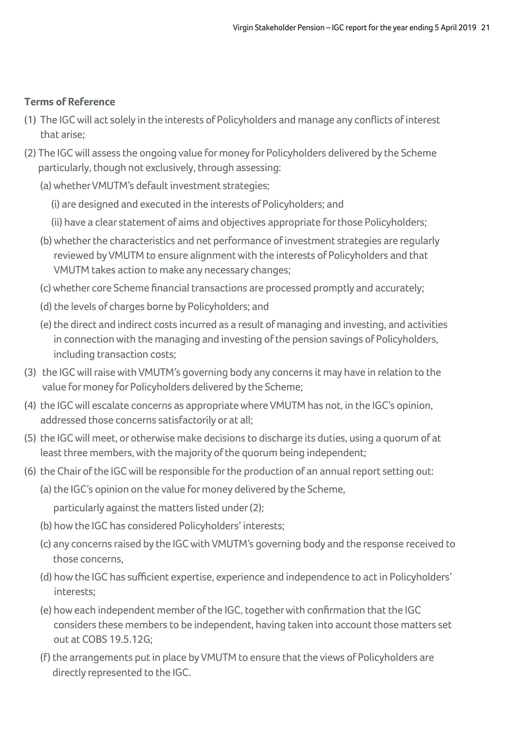**Terms of Reference**

(1) The IGC will act solely in the interests of Policyholders and manage any conflicts of interest that arise;

(2) The IGC will assess the ongoing value for money for Policyholders delivered by the Scheme particularly, though not exclusively, through assessing:

   (a) whether VMUTM's default investment strategies;

      (i) are designed and executed in the interests of Policyholders; and

      (ii) have a clear statement of aims and objectives appropriate for those Policyholders;

   (b) whether the characteristics and net performance of investment strategies are regularly reviewed by VMUTM to ensure alignment with the interests of Policyholders and that VMUTM takes action to make any necessary changes;

   (c) whether core Scheme financial transactions are processed promptly and accurately;

   (d) the levels of charges borne by Policyholders; and

   (e) the direct and indirect costs incurred as a result of managing and investing, and activities in connection with the managing and investing of the pension savings of Policyholders, including transaction costs;

(3) the IGC will raise with VMUTM's governing body any concerns it may have in relation to the value for money for Policyholders delivered by the Scheme;

(4) the IGC will escalate concerns as appropriate where VMUTM has not, in the IGC's opinion, addressed those concerns satisfactorily or at all;

(5) the IGC will meet, or otherwise make decisions to discharge its duties, using a quorum of at least three members, with the majority of the quorum being independent;

(6) the Chair of the IGC will be responsible for the production of an annual report setting out:

   (a) the IGC's opinion on the value for money delivered by the Scheme,

   particularly against the matters listed under (2);

   (b) how the IGC has considered Policyholders' interests;

   (c) any concerns raised by the IGC with VMUTM's governing body and the response received to those concerns,

   (d) how the IGC has sufficient expertise, experience and independence to act in Policyholders' interests;

   (e) how each independent member of the IGC, together with confirmation that the IGC considers these members to be independent, having taken into account those matters set out at COBS 19.5.12G;

   (f) the arrangements put in place by VMUTM to ensure that the views of Policyholders are directly represented to the IGC.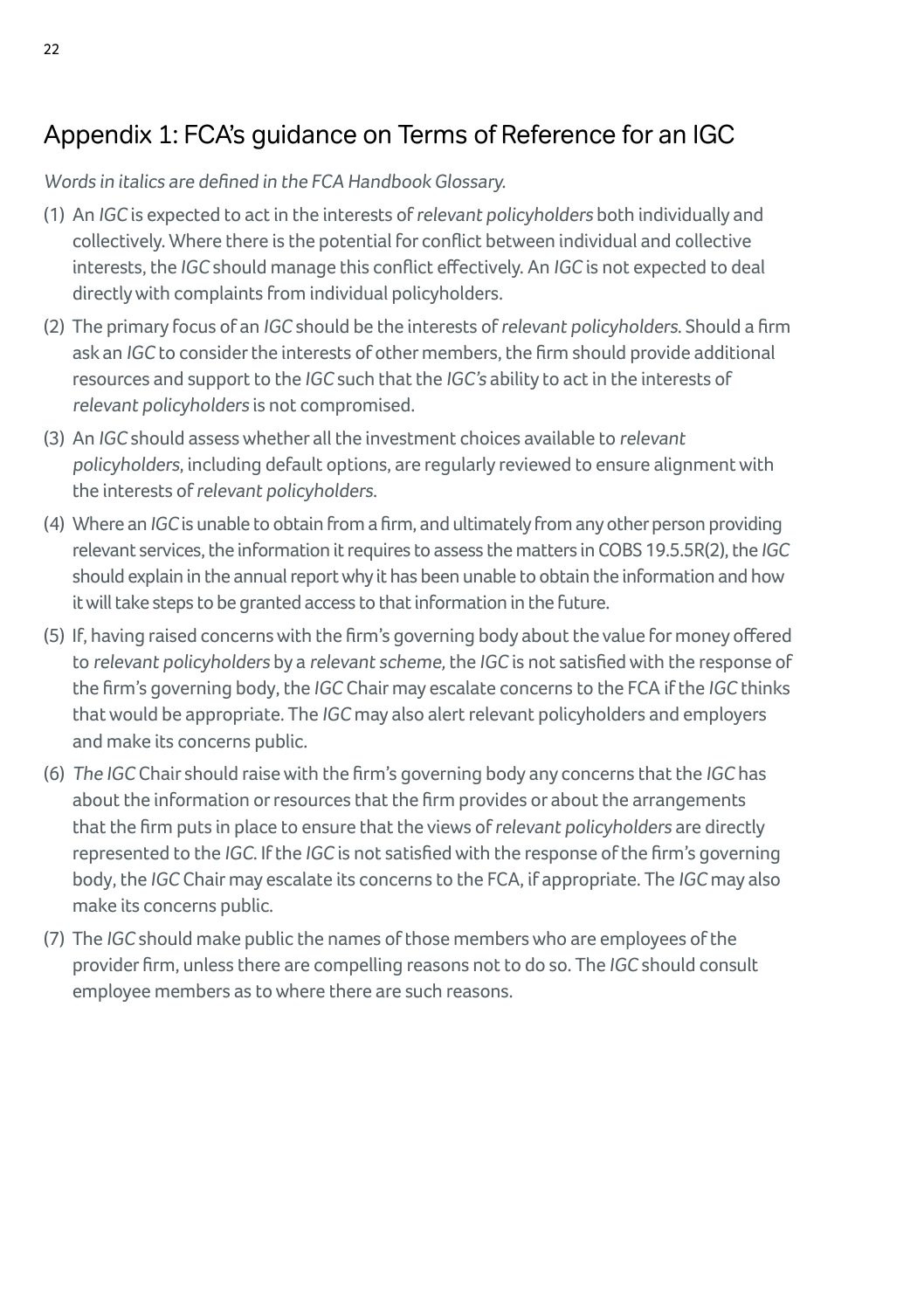## Appendix 1: FCA's guidance on Terms of Reference for an IGC

*Words in italics are defined in the FCA Handbook Glossary.*

(1) An *IGC* is expected to act in the interests of *relevant policyholders* both individually and collectively. Where there is the potential for conflict between individual and collective interests, the *IGC* should manage this conflict effectively. An *IGC* is not expected to deal directly with complaints from individual policyholders.

(2) The primary focus of an *IGC* should be the interests of *relevant policyholders*. Should a firm ask an *IGC* to consider the interests of other members, the firm should provide additional resources and support to the *IGC* such that the *IGC's* ability to act in the interests of *relevant policyholders* is not compromised.

(3) An *IGC* should assess whether all the investment choices available to *relevant policyholders*, including default options, are regularly reviewed to ensure alignment with the interests of *relevant policyholders*.

(4) Where an *IGC* is unable to obtain from a firm, and ultimately from any other person providing relevant services, the information it requires to assess the matters in COBS 19.5.5R(2), the *IGC* should explain in the annual report why it has been unable to obtain the information and how it will take steps to be granted access to that information in the future.

(5) If, having raised concerns with the firm's governing body about the value for money offered to *relevant policyholders* by a *relevant scheme,* the *IGC* is not satisfied with the response of the firm's governing body, the *IGC* Chair may escalate concerns to the FCA if the *IGC* thinks that would be appropriate. The *IGC* may also alert relevant policyholders and employers and make its concerns public.

(6) *The IGC* Chair should raise with the firm's governing body any concerns that the *IGC* has about the information or resources that the firm provides or about the arrangements that the firm puts in place to ensure that the views of *relevant policyholders* are directly represented to the *IGC*. If the *IGC* is not satisfied with the response of the firm's governing body, the *IGC* Chair may escalate its concerns to the FCA, if appropriate. The *IGC* may also make its concerns public.

(7) The *IGC* should make public the names of those members who are employees of the provider firm, unless there are compelling reasons not to do so. The *IGC* should consult employee members as to where there are such reasons.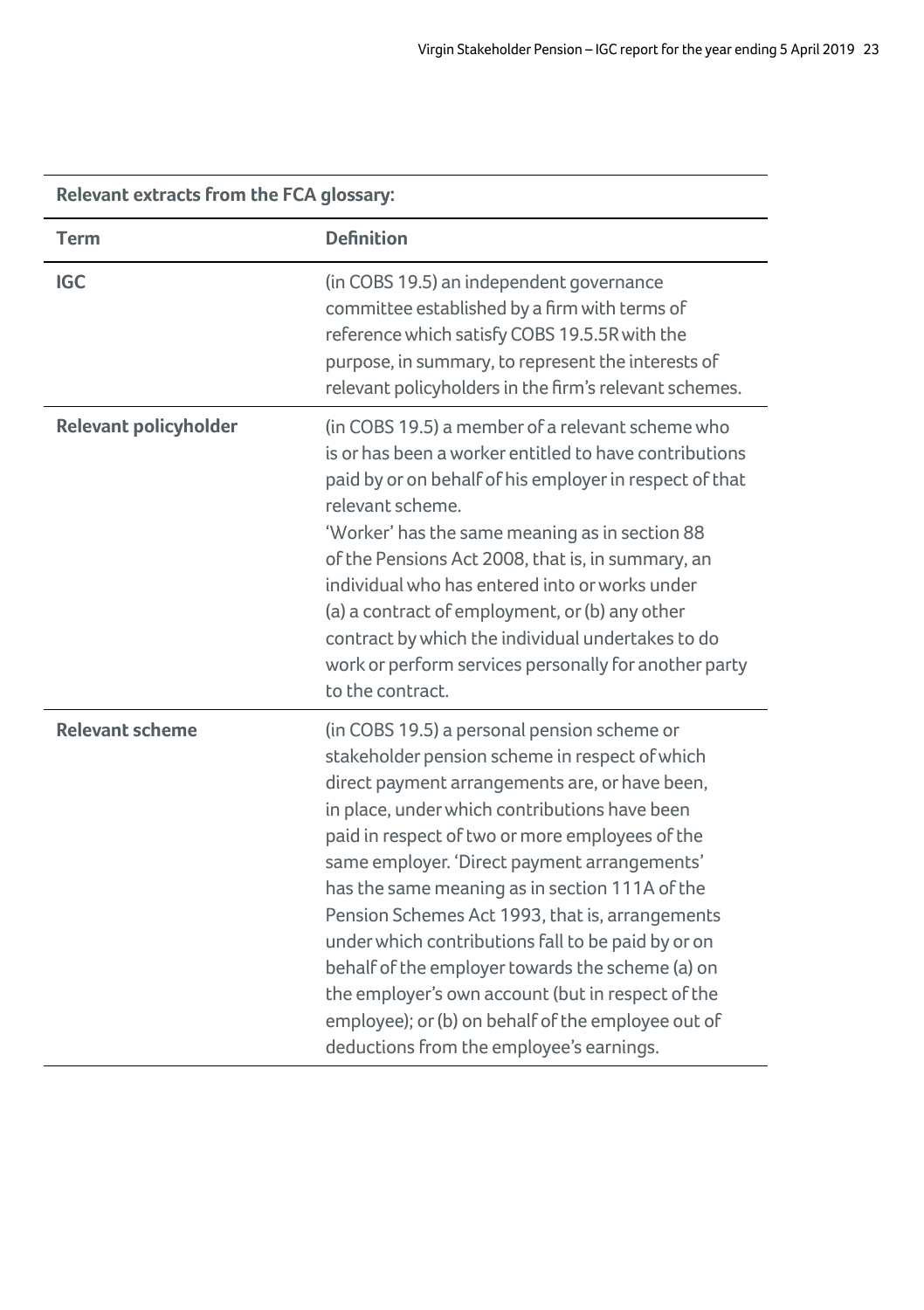**Relevant extracts from the FCA glossary:**

| Term | Definition |
|---|---|
| **IGC** | (in COBS 19.5) an independent governance committee established by a firm with terms of reference which satisfy COBS 19.5.5R with the purpose, in summary, to represent the interests of relevant policyholders in the firm's relevant schemes. |
| **Relevant policyholder** | (in COBS 19.5) a member of a relevant scheme who is or has been a worker entitled to have contributions paid by or on behalf of his employer in respect of that relevant scheme. 'Worker' has the same meaning as in section 88 of the Pensions Act 2008, that is, in summary, an individual who has entered into or works under (a) a contract of employment, or (b) any other contract by which the individual undertakes to do work or perform services personally for another party to the contract. |
| **Relevant scheme** | (in COBS 19.5) a personal pension scheme or stakeholder pension scheme in respect of which direct payment arrangements are, or have been, in place, under which contributions have been paid in respect of two or more employees of the same employer. 'Direct payment arrangements' has the same meaning as in section 111A of the Pension Schemes Act 1993, that is, arrangements under which contributions fall to be paid by or on behalf of the employer towards the scheme (a) on the employer's own account (but in respect of the employee); or (b) on behalf of the employee out of deductions from the employee's earnings. |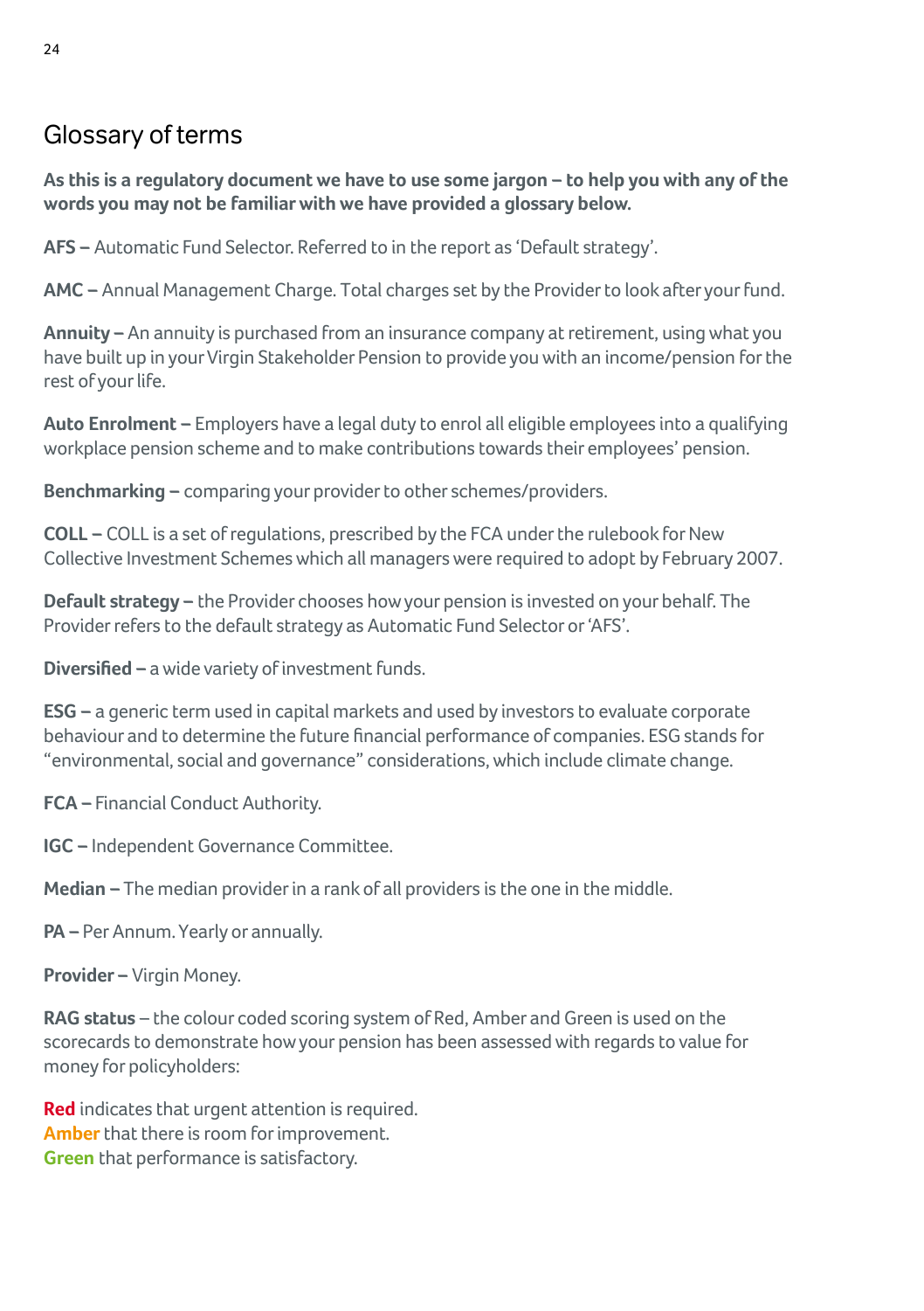# Glossary of terms

**As this is a regulatory document we have to use some jargon – to help you with any of the words you may not be familiar with we have provided a glossary below.**

**AFS –** Automatic Fund Selector. Referred to in the report as 'Default strategy'.

**AMC –** Annual Management Charge. Total charges set by the Provider to look after your fund.

**Annuity –** An annuity is purchased from an insurance company at retirement, using what you have built up in your Virgin Stakeholder Pension to provide you with an income/pension for the rest of your life.

**Auto Enrolment –** Employers have a legal duty to enrol all eligible employees into a qualifying workplace pension scheme and to make contributions towards their employees' pension.

**Benchmarking –** comparing your provider to other schemes/providers.

**COLL –** COLL is a set of regulations, prescribed by the FCA under the rulebook for New Collective Investment Schemes which all managers were required to adopt by February 2007.

**Default strategy –** the Provider chooses how your pension is invested on your behalf. The Provider refers to the default strategy as Automatic Fund Selector or 'AFS'.

**Diversified –** a wide variety of investment funds.

**ESG –** a generic term used in capital markets and used by investors to evaluate corporate behaviour and to determine the future financial performance of companies. ESG stands for "environmental, social and governance" considerations, which include climate change.

**FCA –** Financial Conduct Authority.

**IGC –** Independent Governance Committee.

**Median –** The median provider in a rank of all providers is the one in the middle.

**PA –** Per Annum. Yearly or annually.

**Provider –** Virgin Money.

**RAG status** – the colour coded scoring system of Red, Amber and Green is used on the scorecards to demonstrate how your pension has been assessed with regards to value for money for policyholders:

**Red** indicates that urgent attention is required.
**Amber** that there is room for improvement.
**Green** that performance is satisfactory.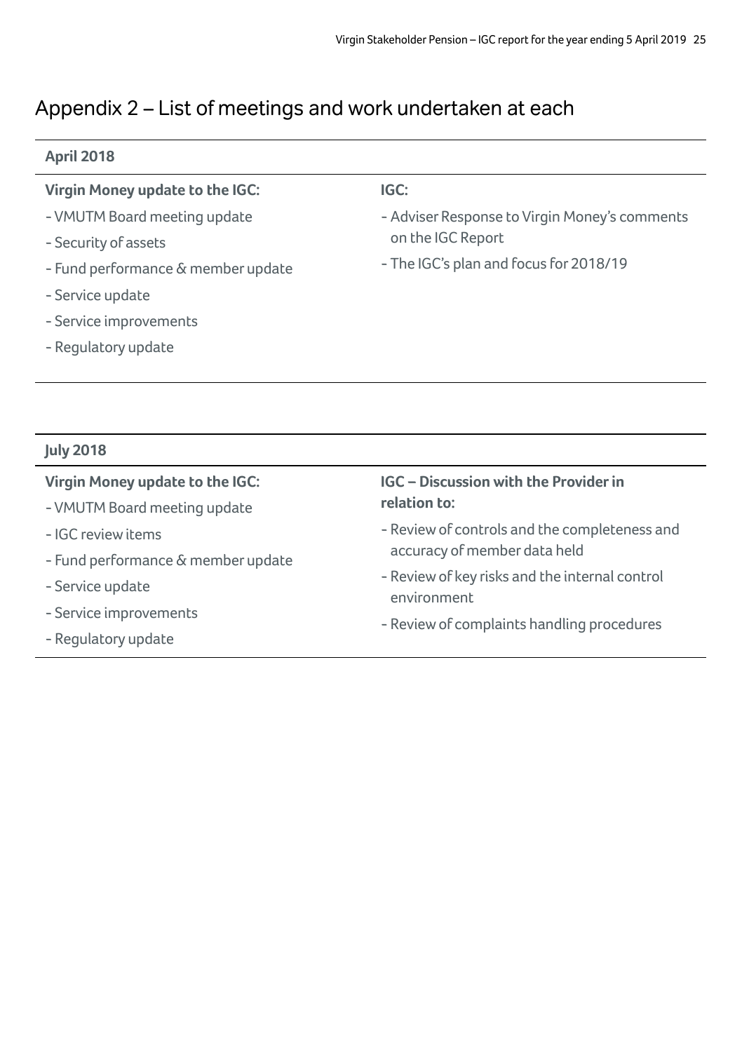# Appendix 2 – List of meetings and work undertaken at each

## April 2018

**Virgin Money update to the IGC:**

- VMUTM Board meeting update
- Security of assets
- Fund performance & member update
- Service update
- Service improvements
- Regulatory update

**IGC:**

- Adviser Response to Virgin Money's comments on the IGC Report
- The IGC's plan and focus for 2018/19

## July 2018

**Virgin Money update to the IGC:**

- VMUTM Board meeting update
- IGC review items
- Fund performance & member update
- Service update
- Service improvements
- Regulatory update

**IGC – Discussion with the Provider in relation to:**

- Review of controls and the completeness and accuracy of member data held
- Review of key risks and the internal control environment
- Review of complaints handling procedures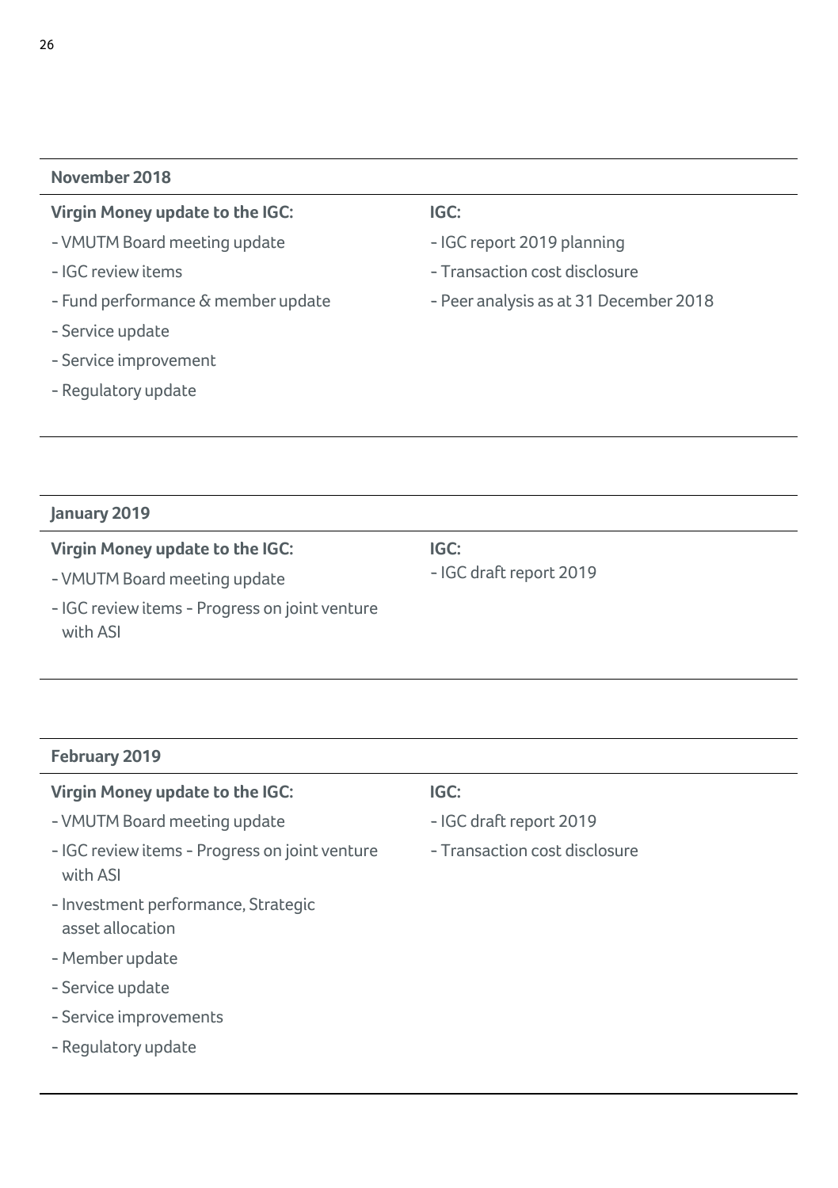### November 2018

**Virgin Money update to the IGC:**

- VMUTM Board meeting update
- IGC review items
- Fund performance & member update
- Service update
- Service improvement
- Regulatory update

**IGC:**

- IGC report 2019 planning
- Transaction cost disclosure
- Peer analysis as at 31 December 2018

### January 2019

**Virgin Money update to the IGC:**

- VMUTM Board meeting update
- IGC review items - Progress on joint venture with ASI

**IGC:**

- IGC draft report 2019

### February 2019

**Virgin Money update to the IGC:**

- VMUTM Board meeting update
- IGC review items - Progress on joint venture with ASI
- Investment performance, Strategic asset allocation
- Member update
- Service update
- Service improvements
- Regulatory update

**IGC:**

- IGC draft report 2019
- Transaction cost disclosure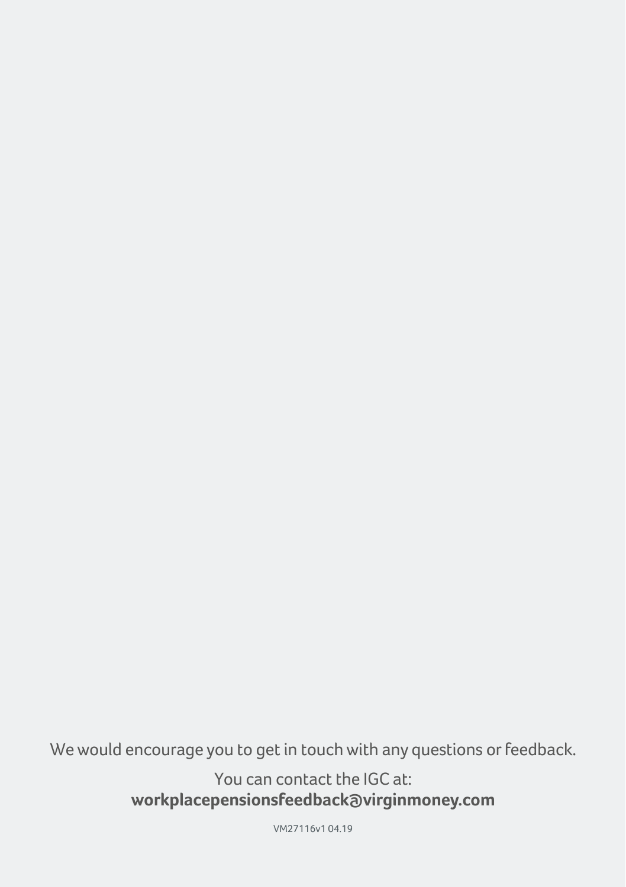We would encourage you to get in touch with any questions or feedback.

You can contact the IGC at:
**workplacepensionsfeedback@virginmoney.com**

VM27116v1 04.19